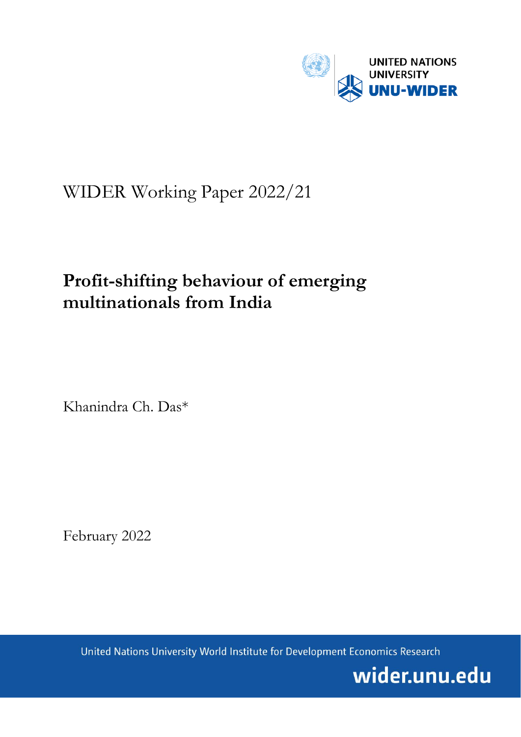UNITED NATIONS UNIVERSITY
UNU-WIDER

WIDER Working Paper 2022/21

# Profit-shifting behaviour of emerging multinationals from India

Khanindra Ch. Das*

February 2022

United Nations University World Institute for Development Economics Research

wider.unu.edu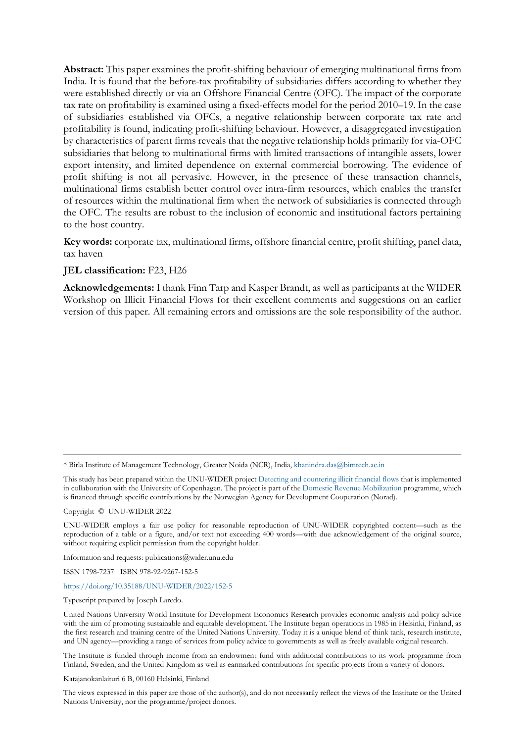**Abstract:** This paper examines the profit-shifting behaviour of emerging multinational firms from India. It is found that the before-tax profitability of subsidiaries differs according to whether they were established directly or via an Offshore Financial Centre (OFC). The impact of the corporate tax rate on profitability is examined using a fixed-effects model for the period 2010–19. In the case of subsidiaries established via OFCs, a negative relationship between corporate tax rate and profitability is found, indicating profit-shifting behaviour. However, a disaggregated investigation by characteristics of parent firms reveals that the negative relationship holds primarily for via-OFC subsidiaries that belong to multinational firms with limited transactions of intangible assets, lower export intensity, and limited dependence on external commercial borrowing. The evidence of profit shifting is not all pervasive. However, in the presence of these transaction channels, multinational firms establish better control over intra-firm resources, which enables the transfer of resources within the multinational firm when the network of subsidiaries is connected through the OFC. The results are robust to the inclusion of economic and institutional factors pertaining to the host country.

**Key words:** corporate tax, multinational firms, offshore financial centre, profit shifting, panel data, tax haven

**JEL classification:** F23, H26

**Acknowledgements:** I thank Finn Tarp and Kasper Brandt, as well as participants at the WIDER Workshop on Illicit Financial Flows for their excellent comments and suggestions on an earlier version of this paper. All remaining errors and omissions are the sole responsibility of the author.

---

\* Birla Institute of Management Technology, Greater Noida (NCR), India, khanindra.das@bimtech.ac.in

This study has been prepared within the UNU-WIDER project Detecting and countering illicit financial flows that is implemented in collaboration with the University of Copenhagen. The project is part of the Domestic Revenue Mobilization programme, which is financed through specific contributions by the Norwegian Agency for Development Cooperation (Norad).

Copyright © UNU-WIDER 2022

UNU-WIDER employs a fair use policy for reasonable reproduction of UNU-WIDER copyrighted content—such as the reproduction of a table or a figure, and/or text not exceeding 400 words—with due acknowledgement of the original source, without requiring explicit permission from the copyright holder.

Information and requests: publications@wider.unu.edu

ISSN 1798-7237 ISBN 978-92-9267-152-5

https://doi.org/10.35188/UNU-WIDER/2022/152-5

Typescript prepared by Joseph Laredo.

United Nations University World Institute for Development Economics Research provides economic analysis and policy advice with the aim of promoting sustainable and equitable development. The Institute began operations in 1985 in Helsinki, Finland, as the first research and training centre of the United Nations University. Today it is a unique blend of think tank, research institute, and UN agency—providing a range of services from policy advice to governments as well as freely available original research.

The Institute is funded through income from an endowment fund with additional contributions to its work programme from Finland, Sweden, and the United Kingdom as well as earmarked contributions for specific projects from a variety of donors.

Katajanokanlaituri 6 B, 00160 Helsinki, Finland

The views expressed in this paper are those of the author(s), and do not necessarily reflect the views of the Institute or the United Nations University, nor the programme/project donors.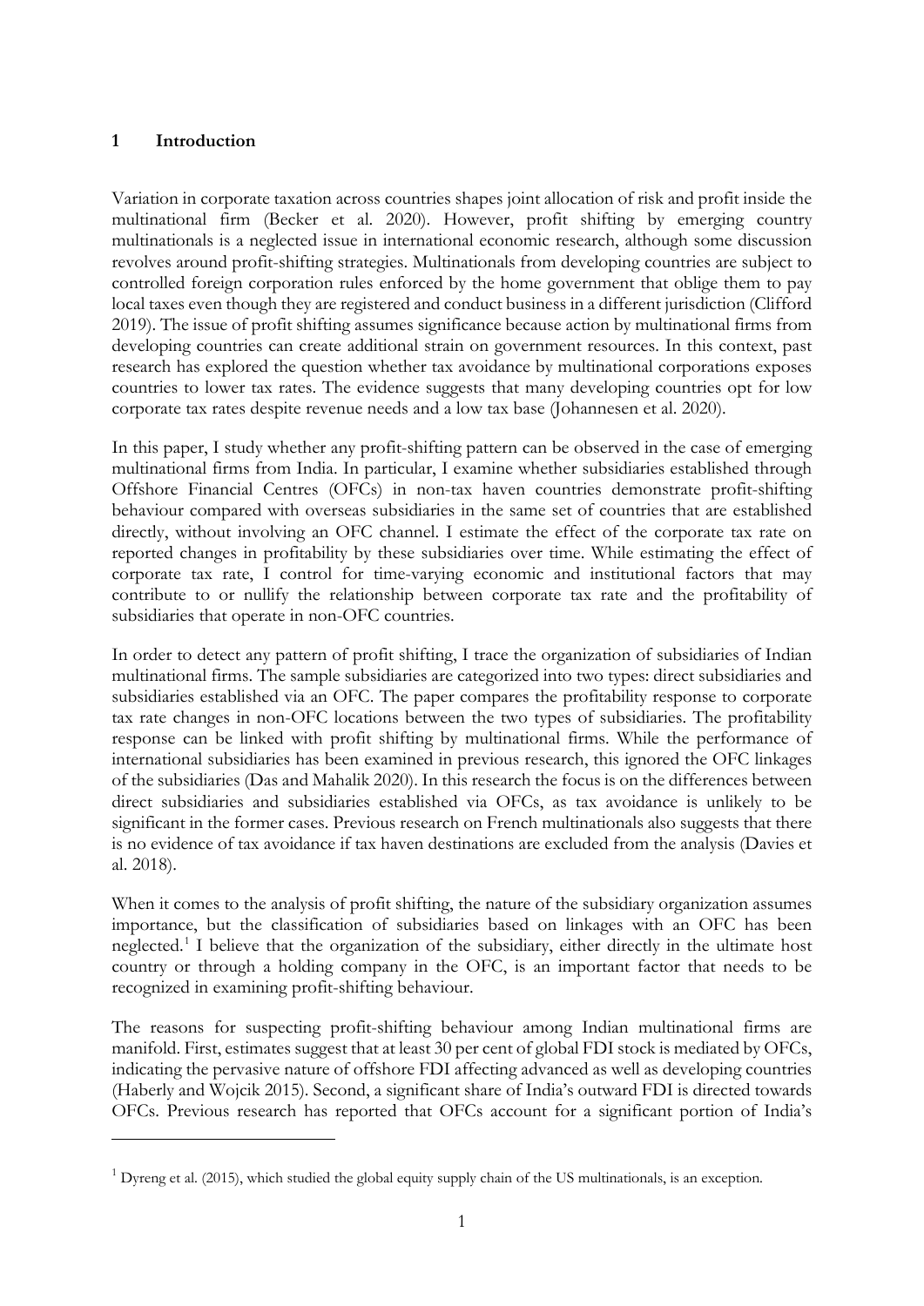## 1 Introduction

Variation in corporate taxation across countries shapes joint allocation of risk and profit inside the multinational firm (Becker et al. 2020). However, profit shifting by emerging country multinationals is a neglected issue in international economic research, although some discussion revolves around profit-shifting strategies. Multinationals from developing countries are subject to controlled foreign corporation rules enforced by the home government that oblige them to pay local taxes even though they are registered and conduct business in a different jurisdiction (Clifford 2019). The issue of profit shifting assumes significance because action by multinational firms from developing countries can create additional strain on government resources. In this context, past research has explored the question whether tax avoidance by multinational corporations exposes countries to lower tax rates. The evidence suggests that many developing countries opt for low corporate tax rates despite revenue needs and a low tax base (Johannesen et al. 2020).

In this paper, I study whether any profit-shifting pattern can be observed in the case of emerging multinational firms from India. In particular, I examine whether subsidiaries established through Offshore Financial Centres (OFCs) in non-tax haven countries demonstrate profit-shifting behaviour compared with overseas subsidiaries in the same set of countries that are established directly, without involving an OFC channel. I estimate the effect of the corporate tax rate on reported changes in profitability by these subsidiaries over time. While estimating the effect of corporate tax rate, I control for time-varying economic and institutional factors that may contribute to or nullify the relationship between corporate tax rate and the profitability of subsidiaries that operate in non-OFC countries.

In order to detect any pattern of profit shifting, I trace the organization of subsidiaries of Indian multinational firms. The sample subsidiaries are categorized into two types: direct subsidiaries and subsidiaries established via an OFC. The paper compares the profitability response to corporate tax rate changes in non-OFC locations between the two types of subsidiaries. The profitability response can be linked with profit shifting by multinational firms. While the performance of international subsidiaries has been examined in previous research, this ignored the OFC linkages of the subsidiaries (Das and Mahalik 2020). In this research the focus is on the differences between direct subsidiaries and subsidiaries established via OFCs, as tax avoidance is unlikely to be significant in the former cases. Previous research on French multinationals also suggests that there is no evidence of tax avoidance if tax haven destinations are excluded from the analysis (Davies et al. 2018).

When it comes to the analysis of profit shifting, the nature of the subsidiary organization assumes importance, but the classification of subsidiaries based on linkages with an OFC has been neglected.[1] I believe that the organization of the subsidiary, either directly in the ultimate host country or through a holding company in the OFC, is an important factor that needs to be recognized in examining profit-shifting behaviour.

The reasons for suspecting profit-shifting behaviour among Indian multinational firms are manifold. First, estimates suggest that at least 30 per cent of global FDI stock is mediated by OFCs, indicating the pervasive nature of offshore FDI affecting advanced as well as developing countries (Haberly and Wojcik 2015). Second, a significant share of India's outward FDI is directed towards OFCs. Previous research has reported that OFCs account for a significant portion of India's

[1] Dyreng et al. (2015), which studied the global equity supply chain of the US multinationals, is an exception.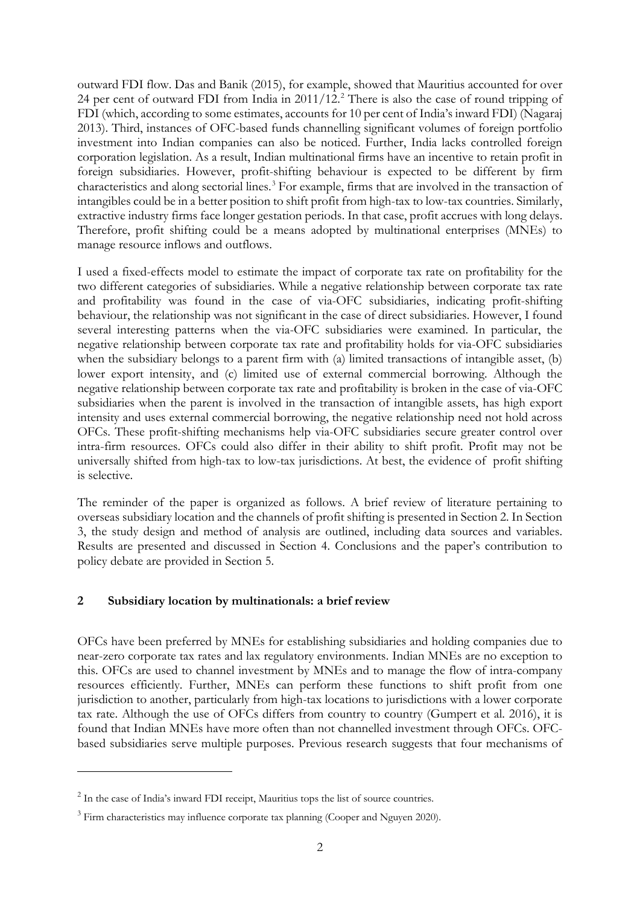outward FDI flow. Das and Banik (2015), for example, showed that Mauritius accounted for over 24 per cent of outward FDI from India in 2011/12.[2] There is also the case of round tripping of FDI (which, according to some estimates, accounts for 10 per cent of India's inward FDI) (Nagaraj 2013). Third, instances of OFC-based funds channelling significant volumes of foreign portfolio investment into Indian companies can also be noticed. Further, India lacks controlled foreign corporation legislation. As a result, Indian multinational firms have an incentive to retain profit in foreign subsidiaries. However, profit-shifting behaviour is expected to be different by firm characteristics and along sectorial lines.[3] For example, firms that are involved in the transaction of intangibles could be in a better position to shift profit from high-tax to low-tax countries. Similarly, extractive industry firms face longer gestation periods. In that case, profit accrues with long delays. Therefore, profit shifting could be a means adopted by multinational enterprises (MNEs) to manage resource inflows and outflows.

I used a fixed-effects model to estimate the impact of corporate tax rate on profitability for the two different categories of subsidiaries. While a negative relationship between corporate tax rate and profitability was found in the case of via-OFC subsidiaries, indicating profit-shifting behaviour, the relationship was not significant in the case of direct subsidiaries. However, I found several interesting patterns when the via-OFC subsidiaries were examined. In particular, the negative relationship between corporate tax rate and profitability holds for via-OFC subsidiaries when the subsidiary belongs to a parent firm with (a) limited transactions of intangible asset, (b) lower export intensity, and (c) limited use of external commercial borrowing. Although the negative relationship between corporate tax rate and profitability is broken in the case of via-OFC subsidiaries when the parent is involved in the transaction of intangible assets, has high export intensity and uses external commercial borrowing, the negative relationship need not hold across OFCs. These profit-shifting mechanisms help via-OFC subsidiaries secure greater control over intra-firm resources. OFCs could also differ in their ability to shift profit. Profit may not be universally shifted from high-tax to low-tax jurisdictions. At best, the evidence of profit shifting is selective.

The reminder of the paper is organized as follows. A brief review of literature pertaining to overseas subsidiary location and the channels of profit shifting is presented in Section 2. In Section 3, the study design and method of analysis are outlined, including data sources and variables. Results are presented and discussed in Section 4. Conclusions and the paper's contribution to policy debate are provided in Section 5.

## 2 Subsidiary location by multinationals: a brief review

OFCs have been preferred by MNEs for establishing subsidiaries and holding companies due to near-zero corporate tax rates and lax regulatory environments. Indian MNEs are no exception to this. OFCs are used to channel investment by MNEs and to manage the flow of intra-company resources efficiently. Further, MNEs can perform these functions to shift profit from one jurisdiction to another, particularly from high-tax locations to jurisdictions with a lower corporate tax rate. Although the use of OFCs differs from country to country (Gumpert et al. 2016), it is found that Indian MNEs have more often than not channelled investment through OFCs. OFC-based subsidiaries serve multiple purposes. Previous research suggests that four mechanisms of

---

[2] In the case of India's inward FDI receipt, Mauritius tops the list of source countries.

[3] Firm characteristics may influence corporate tax planning (Cooper and Nguyen 2020).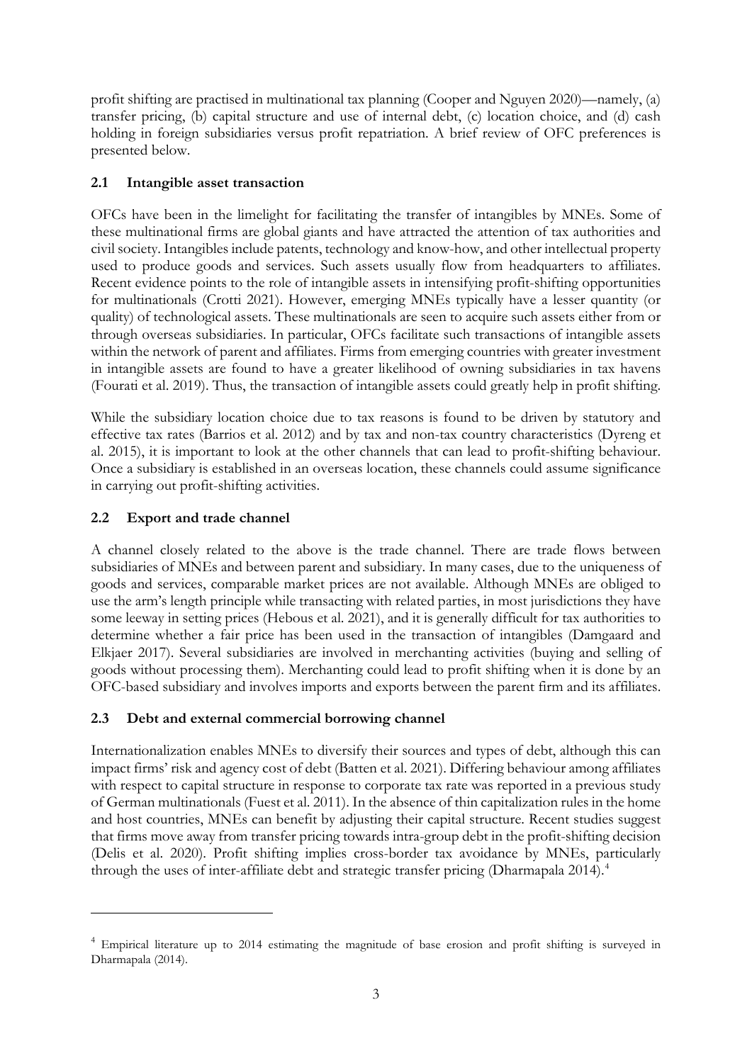profit shifting are practised in multinational tax planning (Cooper and Nguyen 2020)—namely, (a) transfer pricing, (b) capital structure and use of internal debt, (c) location choice, and (d) cash holding in foreign subsidiaries versus profit repatriation. A brief review of OFC preferences is presented below.

## 2.1 Intangible asset transaction

OFCs have been in the limelight for facilitating the transfer of intangibles by MNEs. Some of these multinational firms are global giants and have attracted the attention of tax authorities and civil society. Intangibles include patents, technology and know-how, and other intellectual property used to produce goods and services. Such assets usually flow from headquarters to affiliates. Recent evidence points to the role of intangible assets in intensifying profit-shifting opportunities for multinationals (Crotti 2021). However, emerging MNEs typically have a lesser quantity (or quality) of technological assets. These multinationals are seen to acquire such assets either from or through overseas subsidiaries. In particular, OFCs facilitate such transactions of intangible assets within the network of parent and affiliates. Firms from emerging countries with greater investment in intangible assets are found to have a greater likelihood of owning subsidiaries in tax havens (Fourati et al. 2019). Thus, the transaction of intangible assets could greatly help in profit shifting.

While the subsidiary location choice due to tax reasons is found to be driven by statutory and effective tax rates (Barrios et al. 2012) and by tax and non-tax country characteristics (Dyreng et al. 2015), it is important to look at the other channels that can lead to profit-shifting behaviour. Once a subsidiary is established in an overseas location, these channels could assume significance in carrying out profit-shifting activities.

## 2.2 Export and trade channel

A channel closely related to the above is the trade channel. There are trade flows between subsidiaries of MNEs and between parent and subsidiary. In many cases, due to the uniqueness of goods and services, comparable market prices are not available. Although MNEs are obliged to use the arm's length principle while transacting with related parties, in most jurisdictions they have some leeway in setting prices (Hebous et al. 2021), and it is generally difficult for tax authorities to determine whether a fair price has been used in the transaction of intangibles (Damgaard and Elkjaer 2017). Several subsidiaries are involved in merchanting activities (buying and selling of goods without processing them). Merchanting could lead to profit shifting when it is done by an OFC-based subsidiary and involves imports and exports between the parent firm and its affiliates.

## 2.3 Debt and external commercial borrowing channel

Internationalization enables MNEs to diversify their sources and types of debt, although this can impact firms' risk and agency cost of debt (Batten et al. 2021). Differing behaviour among affiliates with respect to capital structure in response to corporate tax rate was reported in a previous study of German multinationals (Fuest et al. 2011). In the absence of thin capitalization rules in the home and host countries, MNEs can benefit by adjusting their capital structure. Recent studies suggest that firms move away from transfer pricing towards intra-group debt in the profit-shifting decision (Delis et al. 2020). Profit shifting implies cross-border tax avoidance by MNEs, particularly through the uses of inter-affiliate debt and strategic transfer pricing (Dharmapala 2014).[4]

[4] Empirical literature up to 2014 estimating the magnitude of base erosion and profit shifting is surveyed in Dharmapala (2014).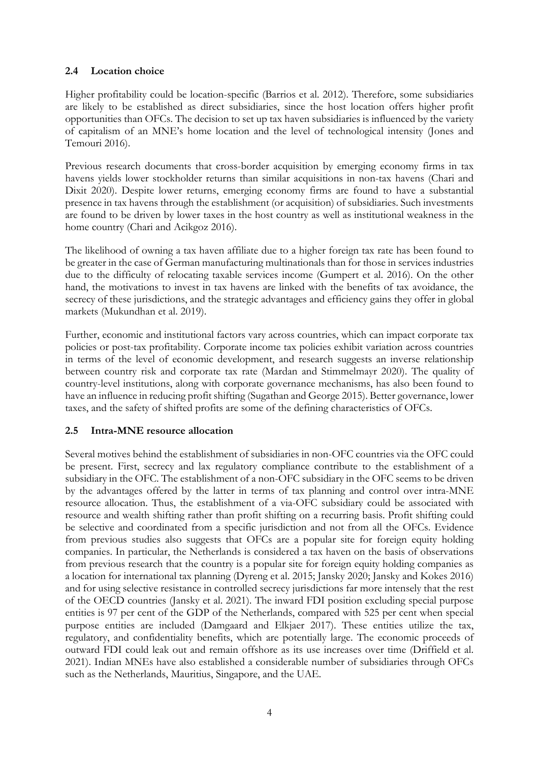### 2.4 Location choice

Higher profitability could be location-specific (Barrios et al. 2012). Therefore, some subsidiaries are likely to be established as direct subsidiaries, since the host location offers higher profit opportunities than OFCs. The decision to set up tax haven subsidiaries is influenced by the variety of capitalism of an MNE's home location and the level of technological intensity (Jones and Temouri 2016).

Previous research documents that cross-border acquisition by emerging economy firms in tax havens yields lower stockholder returns than similar acquisitions in non-tax havens (Chari and Dixit 2020). Despite lower returns, emerging economy firms are found to have a substantial presence in tax havens through the establishment (or acquisition) of subsidiaries. Such investments are found to be driven by lower taxes in the host country as well as institutional weakness in the home country (Chari and Acikgoz 2016).

The likelihood of owning a tax haven affiliate due to a higher foreign tax rate has been found to be greater in the case of German manufacturing multinationals than for those in services industries due to the difficulty of relocating taxable services income (Gumpert et al. 2016). On the other hand, the motivations to invest in tax havens are linked with the benefits of tax avoidance, the secrecy of these jurisdictions, and the strategic advantages and efficiency gains they offer in global markets (Mukundhan et al. 2019).

Further, economic and institutional factors vary across countries, which can impact corporate tax policies or post-tax profitability. Corporate income tax policies exhibit variation across countries in terms of the level of economic development, and research suggests an inverse relationship between country risk and corporate tax rate (Mardan and Stimmelmayr 2020). The quality of country-level institutions, along with corporate governance mechanisms, has also been found to have an influence in reducing profit shifting (Sugathan and George 2015). Better governance, lower taxes, and the safety of shifted profits are some of the defining characteristics of OFCs.

### 2.5 Intra-MNE resource allocation

Several motives behind the establishment of subsidiaries in non-OFC countries via the OFC could be present. First, secrecy and lax regulatory compliance contribute to the establishment of a subsidiary in the OFC. The establishment of a non-OFC subsidiary in the OFC seems to be driven by the advantages offered by the latter in terms of tax planning and control over intra-MNE resource allocation. Thus, the establishment of a via-OFC subsidiary could be associated with resource and wealth shifting rather than profit shifting on a recurring basis. Profit shifting could be selective and coordinated from a specific jurisdiction and not from all the OFCs. Evidence from previous studies also suggests that OFCs are a popular site for foreign equity holding companies. In particular, the Netherlands is considered a tax haven on the basis of observations from previous research that the country is a popular site for foreign equity holding companies as a location for international tax planning (Dyreng et al. 2015; Jansky 2020; Jansky and Kokes 2016) and for using selective resistance in controlled secrecy jurisdictions far more intensely that the rest of the OECD countries (Jansky et al. 2021). The inward FDI position excluding special purpose entities is 97 per cent of the GDP of the Netherlands, compared with 525 per cent when special purpose entities are included (Damgaard and Elkjaer 2017). These entities utilize the tax, regulatory, and confidentiality benefits, which are potentially large. The economic proceeds of outward FDI could leak out and remain offshore as its use increases over time (Driffield et al. 2021). Indian MNEs have also established a considerable number of subsidiaries through OFCs such as the Netherlands, Mauritius, Singapore, and the UAE.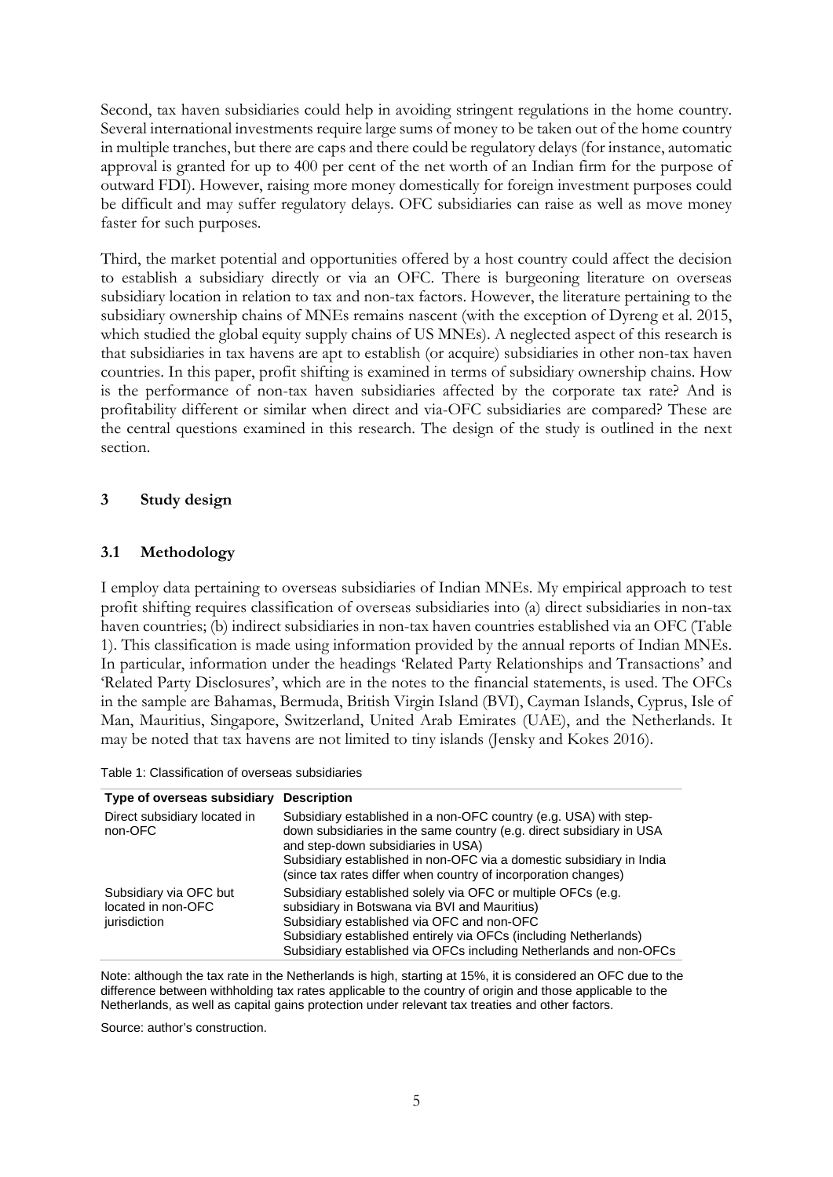Second, tax haven subsidiaries could help in avoiding stringent regulations in the home country. Several international investments require large sums of money to be taken out of the home country in multiple tranches, but there are caps and there could be regulatory delays (for instance, automatic approval is granted for up to 400 per cent of the net worth of an Indian firm for the purpose of outward FDI). However, raising more money domestically for foreign investment purposes could be difficult and may suffer regulatory delays. OFC subsidiaries can raise as well as move money faster for such purposes.

Third, the market potential and opportunities offered by a host country could affect the decision to establish a subsidiary directly or via an OFC. There is burgeoning literature on overseas subsidiary location in relation to tax and non-tax factors. However, the literature pertaining to the subsidiary ownership chains of MNEs remains nascent (with the exception of Dyreng et al. 2015, which studied the global equity supply chains of US MNEs). A neglected aspect of this research is that subsidiaries in tax havens are apt to establish (or acquire) subsidiaries in other non-tax haven countries. In this paper, profit shifting is examined in terms of subsidiary ownership chains. How is the performance of non-tax haven subsidiaries affected by the corporate tax rate? And is profitability different or similar when direct and via-OFC subsidiaries are compared? These are the central questions examined in this research. The design of the study is outlined in the next section.

## 3 Study design

### 3.1 Methodology

I employ data pertaining to overseas subsidiaries of Indian MNEs. My empirical approach to test profit shifting requires classification of overseas subsidiaries into (a) direct subsidiaries in non-tax haven countries; (b) indirect subsidiaries in non-tax haven countries established via an OFC (Table 1). This classification is made using information provided by the annual reports of Indian MNEs. In particular, information under the headings 'Related Party Relationships and Transactions' and 'Related Party Disclosures', which are in the notes to the financial statements, is used. The OFCs in the sample are Bahamas, Bermuda, British Virgin Island (BVI), Cayman Islands, Cyprus, Isle of Man, Mauritius, Singapore, Switzerland, United Arab Emirates (UAE), and the Netherlands. It may be noted that tax havens are not limited to tiny islands (Jensky and Kokes 2016).

Table 1: Classification of overseas subsidiaries

| Type of overseas subsidiary | Description |
|---|---|
| Direct subsidiary located in non-OFC | Subsidiary established in a non-OFC country (e.g. USA) with step-down subsidiaries in the same country (e.g. direct subsidiary in USA and step-down subsidiaries in USA)<br>Subsidiary established in non-OFC via a domestic subsidiary in India (since tax rates differ when country of incorporation changes) |
| Subsidiary via OFC but located in non-OFC jurisdiction | Subsidiary established solely via OFC or multiple OFCs (e.g. subsidiary in Botswana via BVI and Mauritius)<br>Subsidiary established via OFC and non-OFC<br>Subsidiary established entirely via OFCs (including Netherlands)<br>Subsidiary established via OFCs including Netherlands and non-OFCs |

Note: although the tax rate in the Netherlands is high, starting at 15%, it is considered an OFC due to the difference between withholding tax rates applicable to the country of origin and those applicable to the Netherlands, as well as capital gains protection under relevant tax treaties and other factors.

Source: author's construction.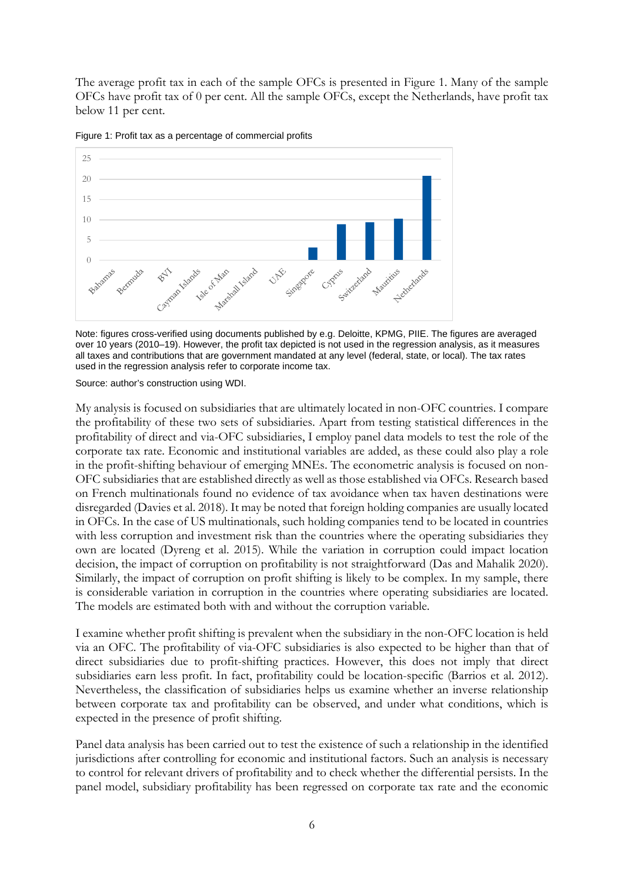The average profit tax in each of the sample OFCs is presented in Figure 1. Many of the sample OFCs have profit tax of 0 per cent. All the sample OFCs, except the Netherlands, have profit tax below 11 per cent.

Figure 1: Profit tax as a percentage of commercial profits

Note: figures cross-verified using documents published by e.g. Deloitte, KPMG, PIIE. The figures are averaged over 10 years (2010–19). However, the profit tax depicted is not used in the regression analysis, as it measures all taxes and contributions that are government mandated at any level (federal, state, or local). The tax rates used in the regression analysis refer to corporate income tax.

Source: author's construction using WDI.

My analysis is focused on subsidiaries that are ultimately located in non-OFC countries. I compare the profitability of these two sets of subsidiaries. Apart from testing statistical differences in the profitability of direct and via-OFC subsidiaries, I employ panel data models to test the role of the corporate tax rate. Economic and institutional variables are added, as these could also play a role in the profit-shifting behaviour of emerging MNEs. The econometric analysis is focused on non-OFC subsidiaries that are established directly as well as those established via OFCs. Research based on French multinationals found no evidence of tax avoidance when tax haven destinations were disregarded (Davies et al. 2018). It may be noted that foreign holding companies are usually located in OFCs. In the case of US multinationals, such holding companies tend to be located in countries with less corruption and investment risk than the countries where the operating subsidiaries they own are located (Dyreng et al. 2015). While the variation in corruption could impact location decision, the impact of corruption on profitability is not straightforward (Das and Mahalik 2020). Similarly, the impact of corruption on profit shifting is likely to be complex. In my sample, there is considerable variation in corruption in the countries where operating subsidiaries are located. The models are estimated both with and without the corruption variable.

I examine whether profit shifting is prevalent when the subsidiary in the non-OFC location is held via an OFC. The profitability of via-OFC subsidiaries is also expected to be higher than that of direct subsidiaries due to profit-shifting practices. However, this does not imply that direct subsidiaries earn less profit. In fact, profitability could be location-specific (Barrios et al. 2012). Nevertheless, the classification of subsidiaries helps us examine whether an inverse relationship between corporate tax and profitability can be observed, and under what conditions, which is expected in the presence of profit shifting.

Panel data analysis has been carried out to test the existence of such a relationship in the identified jurisdictions after controlling for economic and institutional factors. Such an analysis is necessary to control for relevant drivers of profitability and to check whether the differential persists. In the panel model, subsidiary profitability has been regressed on corporate tax rate and the economic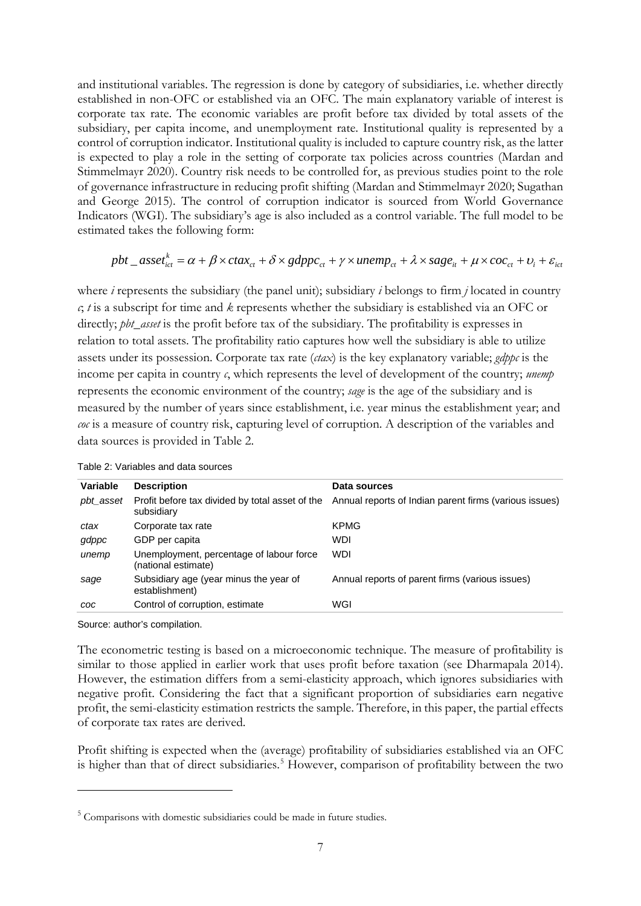and institutional variables. The regression is done by category of subsidiaries, i.e. whether directly established in non-OFC or established via an OFC. The main explanatory variable of interest is corporate tax rate. The economic variables are profit before tax divided by total assets of the subsidiary, per capita income, and unemployment rate. Institutional quality is represented by a control of corruption indicator. Institutional quality is included to capture country risk, as the latter is expected to play a role in the setting of corporate tax policies across countries (Mardan and Stimmelmayr 2020). Country risk needs to be controlled for, as previous studies point to the role of governance infrastructure in reducing profit shifting (Mardan and Stimmelmayr 2020; Sugathan and George 2015). The control of corruption indicator is sourced from World Governance Indicators (WGI). The subsidiary's age is also included as a control variable. The full model to be estimated takes the following form:

$$pbt\_asset_{ict}^{k} = \alpha + \beta \times ctax_{ct} + \delta \times gdppc_{ct} + \gamma \times unemp_{ct} + \lambda \times sage_{it} + \mu \times coc_{ct} + \upsilon_i + \varepsilon_{ict}$$

where $i$ represents the subsidiary (the panel unit); subsidiary $i$ belongs to firm $j$ located in country $c$; $t$ is a subscript for time and $k$ represents whether the subsidiary is established via an OFC or directly; *pbt_asset* is the profit before tax of the subsidiary. The profitability is expresses in relation to total assets. The profitability ratio captures how well the subsidiary is able to utilize assets under its possession. Corporate tax rate (*ctax*) is the key explanatory variable; *gdppc* is the income per capita in country $c$, which represents the level of development of the country; *unemp* represents the economic environment of the country; *sage* is the age of the subsidiary and is measured by the number of years since establishment, i.e. year minus the establishment year; and *coc* is a measure of country risk, capturing level of corruption. A description of the variables and data sources is provided in Table 2.

Table 2: Variables and data sources

| Variable | Description | Data sources |
|---|---|---|
| *pbt_asset* | Profit before tax divided by total asset of the subsidiary | Annual reports of Indian parent firms (various issues) |
| *ctax* | Corporate tax rate | KPMG |
| *gdppc* | GDP per capita | WDI |
| *unemp* | Unemployment, percentage of labour force (national estimate) | WDI |
| *sage* | Subsidiary age (year minus the year of establishment) | Annual reports of parent firms (various issues) |
| *coc* | Control of corruption, estimate | WGI |

Source: author's compilation.

The econometric testing is based on a microeconomic technique. The measure of profitability is similar to those applied in earlier work that uses profit before taxation (see Dharmapala 2014). However, the estimation differs from a semi-elasticity approach, which ignores subsidiaries with negative profit. Considering the fact that a significant proportion of subsidiaries earn negative profit, the semi-elasticity estimation restricts the sample. Therefore, in this paper, the partial effects of corporate tax rates are derived.

Profit shifting is expected when the (average) profitability of subsidiaries established via an OFC is higher than that of direct subsidiaries.[5] However, comparison of profitability between the two

[5] Comparisons with domestic subsidiaries could be made in future studies.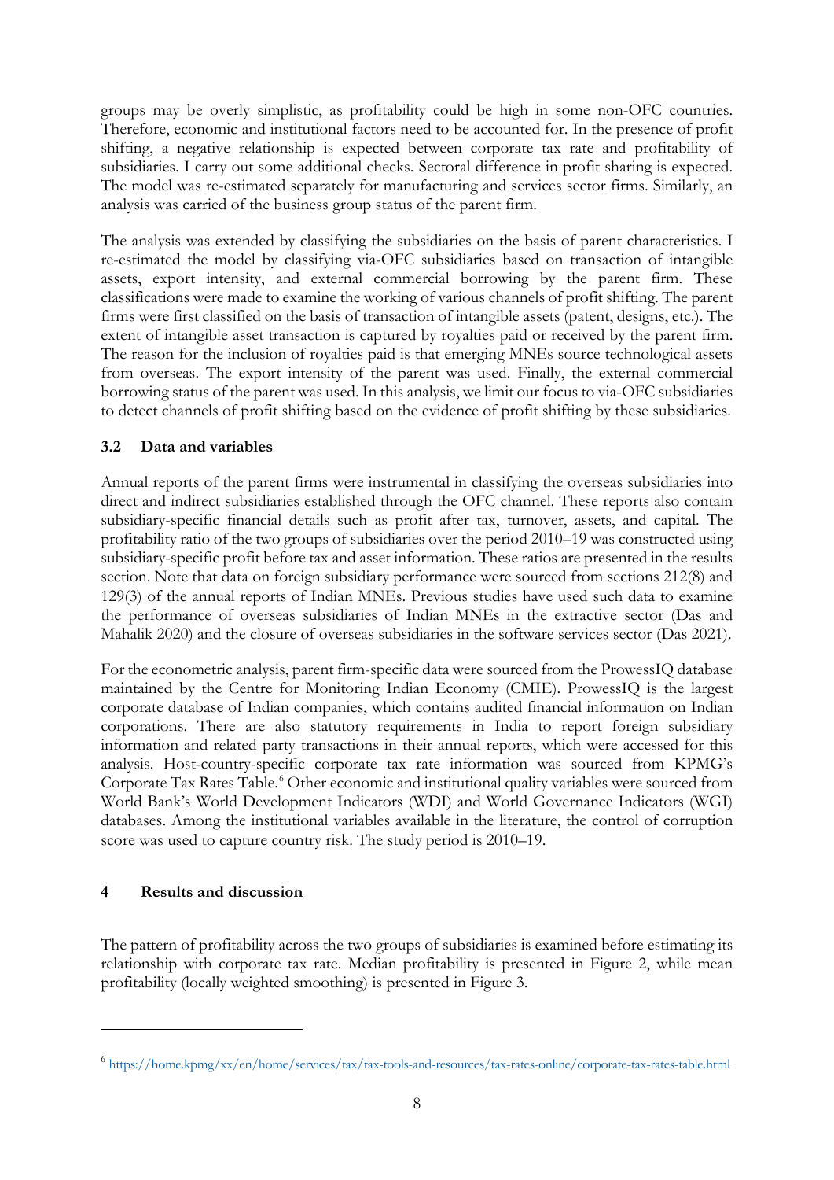groups may be overly simplistic, as profitability could be high in some non-OFC countries. Therefore, economic and institutional factors need to be accounted for. In the presence of profit shifting, a negative relationship is expected between corporate tax rate and profitability of subsidiaries. I carry out some additional checks. Sectoral difference in profit sharing is expected. The model was re-estimated separately for manufacturing and services sector firms. Similarly, an analysis was carried of the business group status of the parent firm.

The analysis was extended by classifying the subsidiaries on the basis of parent characteristics. I re-estimated the model by classifying via-OFC subsidiaries based on transaction of intangible assets, export intensity, and external commercial borrowing by the parent firm. These classifications were made to examine the working of various channels of profit shifting. The parent firms were first classified on the basis of transaction of intangible assets (patent, designs, etc.). The extent of intangible asset transaction is captured by royalties paid or received by the parent firm. The reason for the inclusion of royalties paid is that emerging MNEs source technological assets from overseas. The export intensity of the parent was used. Finally, the external commercial borrowing status of the parent was used. In this analysis, we limit our focus to via-OFC subsidiaries to detect channels of profit shifting based on the evidence of profit shifting by these subsidiaries.

### 3.2 Data and variables

Annual reports of the parent firms were instrumental in classifying the overseas subsidiaries into direct and indirect subsidiaries established through the OFC channel. These reports also contain subsidiary-specific financial details such as profit after tax, turnover, assets, and capital. The profitability ratio of the two groups of subsidiaries over the period 2010–19 was constructed using subsidiary-specific profit before tax and asset information. These ratios are presented in the results section. Note that data on foreign subsidiary performance were sourced from sections 212(8) and 129(3) of the annual reports of Indian MNEs. Previous studies have used such data to examine the performance of overseas subsidiaries of Indian MNEs in the extractive sector (Das and Mahalik 2020) and the closure of overseas subsidiaries in the software services sector (Das 2021).

For the econometric analysis, parent firm-specific data were sourced from the ProwessIQ database maintained by the Centre for Monitoring Indian Economy (CMIE). ProwessIQ is the largest corporate database of Indian companies, which contains audited financial information on Indian corporations. There are also statutory requirements in India to report foreign subsidiary information and related party transactions in their annual reports, which were accessed for this analysis. Host-country-specific corporate tax rate information was sourced from KPMG's Corporate Tax Rates Table.[6] Other economic and institutional quality variables were sourced from World Bank's World Development Indicators (WDI) and World Governance Indicators (WGI) databases. Among the institutional variables available in the literature, the control of corruption score was used to capture country risk. The study period is 2010–19.

## 4 Results and discussion

The pattern of profitability across the two groups of subsidiaries is examined before estimating its relationship with corporate tax rate. Median profitability is presented in Figure 2, while mean profitability (locally weighted smoothing) is presented in Figure 3.

[6] https://home.kpmg/xx/en/home/services/tax/tax-tools-and-resources/tax-rates-online/corporate-tax-rates-table.html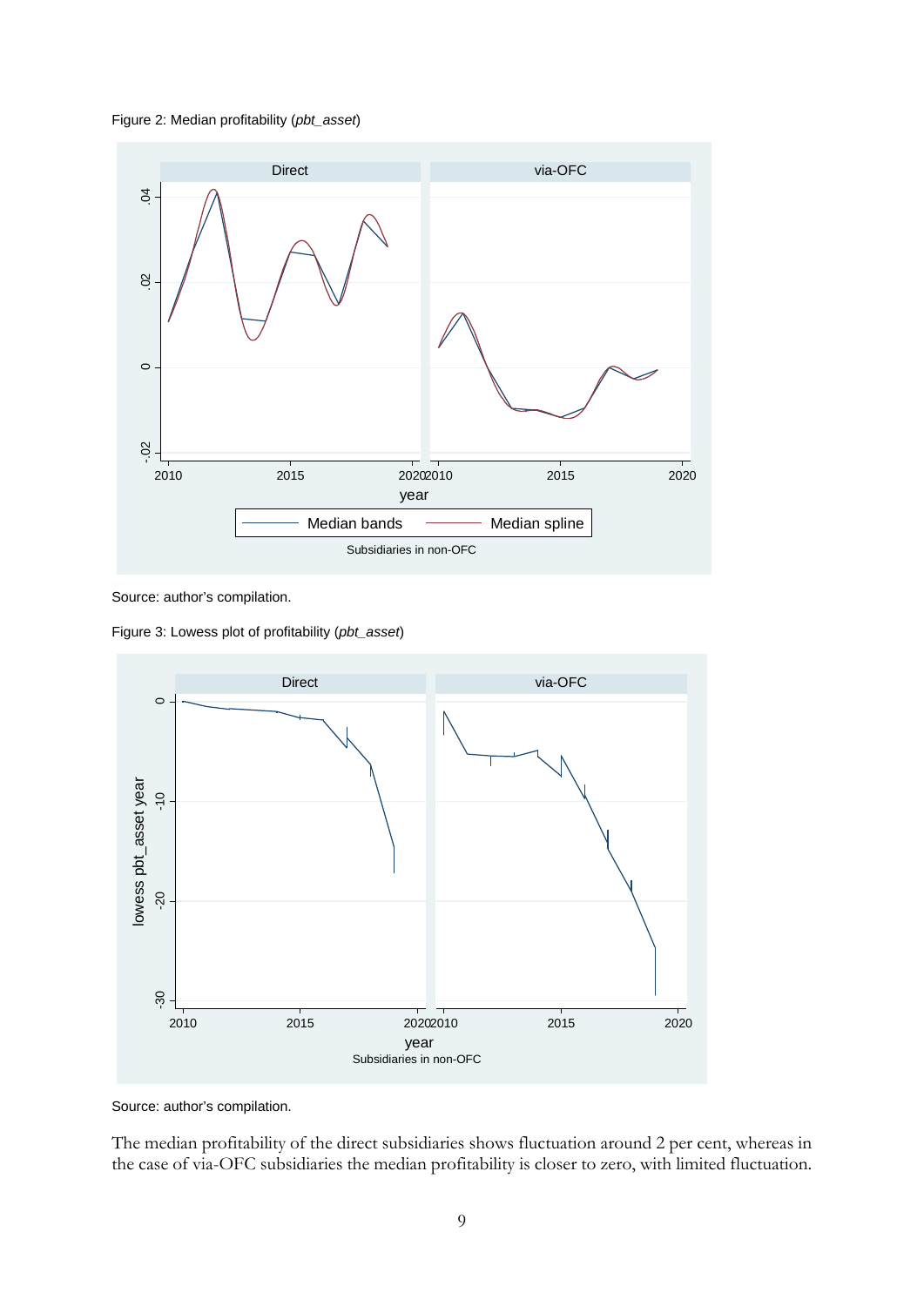Figure 2: Median profitability (*pbt_asset*)

Source: author's compilation.

Figure 3: Lowess plot of profitability (*pbt_asset*)

Source: author's compilation.

The median profitability of the direct subsidiaries shows fluctuation around 2 per cent, whereas in the case of via-OFC subsidiaries the median profitability is closer to zero, with limited fluctuation.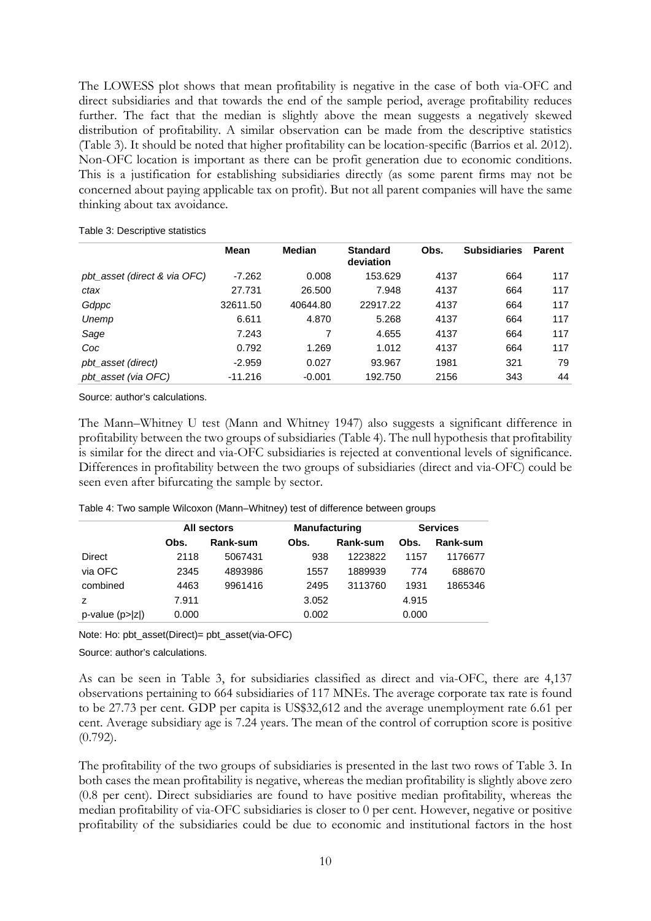The LOWESS plot shows that mean profitability is negative in the case of both via-OFC and direct subsidiaries and that towards the end of the sample period, average profitability reduces further. The fact that the median is slightly above the mean suggests a negatively skewed distribution of profitability. A similar observation can be made from the descriptive statistics (Table 3). It should be noted that higher profitability can be location-specific (Barrios et al. 2012). Non-OFC location is important as there can be profit generation due to economic conditions. This is a justification for establishing subsidiaries directly (as some parent firms may not be concerned about paying applicable tax on profit). But not all parent companies will have the same thinking about tax avoidance.

Table 3: Descriptive statistics

| | Mean | Median | Standard deviation | Obs. | Subsidiaries | Parent |
|---|---|---|---|---|---|---|
| *pbt_asset (direct & via OFC)* | -7.262 | 0.008 | 153.629 | 4137 | 664 | 117 |
| *ctax* | 27.731 | 26.500 | 7.948 | 4137 | 664 | 117 |
| *Gdppc* | 32611.50 | 40644.80 | 22917.22 | 4137 | 664 | 117 |
| *Unemp* | 6.611 | 4.870 | 5.268 | 4137 | 664 | 117 |
| *Sage* | 7.243 | 7 | 4.655 | 4137 | 664 | 117 |
| *Coc* | 0.792 | 1.269 | 1.012 | 4137 | 664 | 117 |
| *pbt_asset (direct)* | -2.959 | 0.027 | 93.967 | 1981 | 321 | 79 |
| *pbt_asset (via OFC)* | -11.216 | -0.001 | 192.750 | 2156 | 343 | 44 |

Source: author's calculations.

The Mann–Whitney U test (Mann and Whitney 1947) also suggests a significant difference in profitability between the two groups of subsidiaries (Table 4). The null hypothesis that profitability is similar for the direct and via-OFC subsidiaries is rejected at conventional levels of significance. Differences in profitability between the two groups of subsidiaries (direct and via-OFC) could be seen even after bifurcating the sample by sector.

Table 4: Two sample Wilcoxon (Mann–Whitney) test of difference between groups

| | All sectors | | Manufacturing | | Services | |
|---|---|---|---|---|---|---|
| | Obs. | Rank-sum | Obs. | Rank-sum | Obs. | Rank-sum |
| Direct | 2118 | 5067431 | 938 | 1223822 | 1157 | 1176677 |
| via OFC | 2345 | 4893986 | 1557 | 1889939 | 774 | 688670 |
| combined | 4463 | 9961416 | 2495 | 3113760 | 1931 | 1865346 |
| z | 7.911 | | 3.052 | | 4.915 | |
| p-value (p>\|z\|) | 0.000 | | 0.002 | | 0.000 | |

Note: Ho: pbt_asset(Direct)= pbt_asset(via-OFC)

Source: author's calculations.

As can be seen in Table 3, for subsidiaries classified as direct and via-OFC, there are 4,137 observations pertaining to 664 subsidiaries of 117 MNEs. The average corporate tax rate is found to be 27.73 per cent. GDP per capita is US$32,612 and the average unemployment rate 6.61 per cent. Average subsidiary age is 7.24 years. The mean of the control of corruption score is positive (0.792).

The profitability of the two groups of subsidiaries is presented in the last two rows of Table 3. In both cases the mean profitability is negative, whereas the median profitability is slightly above zero (0.8 per cent). Direct subsidiaries are found to have positive median profitability, whereas the median profitability of via-OFC subsidiaries is closer to 0 per cent. However, negative or positive profitability of the subsidiaries could be due to economic and institutional factors in the host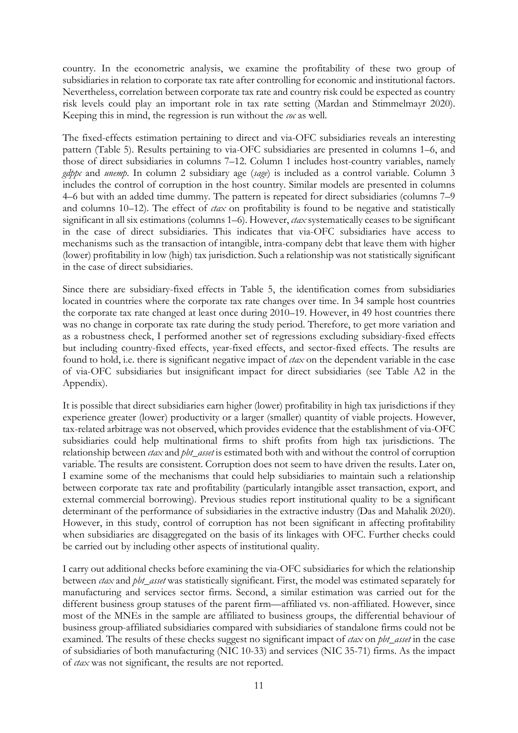country. In the econometric analysis, we examine the profitability of these two group of subsidiaries in relation to corporate tax rate after controlling for economic and institutional factors. Nevertheless, correlation between corporate tax rate and country risk could be expected as country risk levels could play an important role in tax rate setting (Mardan and Stimmelmayr 2020). Keeping this in mind, the regression is run without the *coc* as well.

The fixed-effects estimation pertaining to direct and via-OFC subsidiaries reveals an interesting pattern (Table 5). Results pertaining to via-OFC subsidiaries are presented in columns 1–6, and those of direct subsidiaries in columns 7–12. Column 1 includes host-country variables, namely *gdppc* and *unemp*. In column 2 subsidiary age (*sage*) is included as a control variable. Column 3 includes the control of corruption in the host country. Similar models are presented in columns 4–6 but with an added time dummy. The pattern is repeated for direct subsidiaries (columns 7–9 and columns 10–12). The effect of *ctax* on profitability is found to be negative and statistically significant in all six estimations (columns 1–6). However, *ctax* systematically ceases to be significant in the case of direct subsidiaries. This indicates that via-OFC subsidiaries have access to mechanisms such as the transaction of intangible, intra-company debt that leave them with higher (lower) profitability in low (high) tax jurisdiction. Such a relationship was not statistically significant in the case of direct subsidiaries.

Since there are subsidiary-fixed effects in Table 5, the identification comes from subsidiaries located in countries where the corporate tax rate changes over time. In 34 sample host countries the corporate tax rate changed at least once during 2010–19. However, in 49 host countries there was no change in corporate tax rate during the study period. Therefore, to get more variation and as a robustness check, I performed another set of regressions excluding subsidiary-fixed effects but including country-fixed effects, year-fixed effects, and sector-fixed effects. The results are found to hold, i.e. there is significant negative impact of *ctax* on the dependent variable in the case of via-OFC subsidiaries but insignificant impact for direct subsidiaries (see Table A2 in the Appendix).

It is possible that direct subsidiaries earn higher (lower) profitability in high tax jurisdictions if they experience greater (lower) productivity or a larger (smaller) quantity of viable projects. However, tax-related arbitrage was not observed, which provides evidence that the establishment of via-OFC subsidiaries could help multinational firms to shift profits from high tax jurisdictions. The relationship between *ctax* and *pbt_asset* is estimated both with and without the control of corruption variable. The results are consistent. Corruption does not seem to have driven the results. Later on, I examine some of the mechanisms that could help subsidiaries to maintain such a relationship between corporate tax rate and profitability (particularly intangible asset transaction, export, and external commercial borrowing). Previous studies report institutional quality to be a significant determinant of the performance of subsidiaries in the extractive industry (Das and Mahalik 2020). However, in this study, control of corruption has not been significant in affecting profitability when subsidiaries are disaggregated on the basis of its linkages with OFC. Further checks could be carried out by including other aspects of institutional quality.

I carry out additional checks before examining the via-OFC subsidiaries for which the relationship between *ctax* and *pbt_asset* was statistically significant. First, the model was estimated separately for manufacturing and services sector firms. Second, a similar estimation was carried out for the different business group statuses of the parent firm—affiliated vs. non-affiliated. However, since most of the MNEs in the sample are affiliated to business groups, the differential behaviour of business group-affiliated subsidiaries compared with subsidiaries of standalone firms could not be examined. The results of these checks suggest no significant impact of *ctax* on *pbt_asset* in the case of subsidiaries of both manufacturing (NIC 10-33) and services (NIC 35-71) firms. As the impact of *ctax* was not significant, the results are not reported.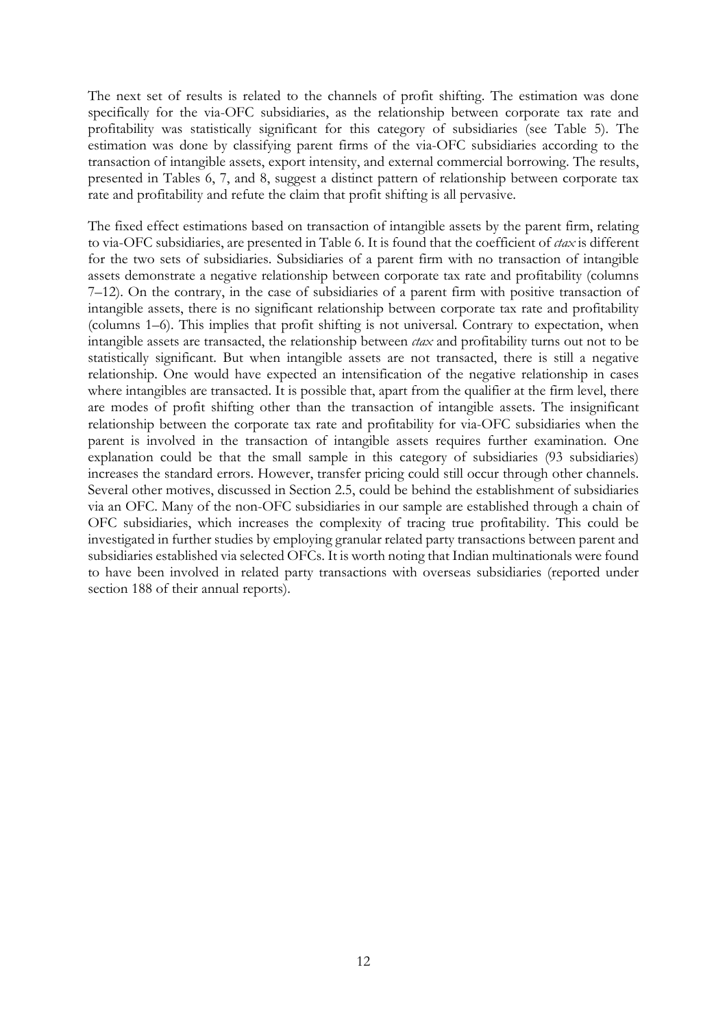The next set of results is related to the channels of profit shifting. The estimation was done specifically for the via-OFC subsidiaries, as the relationship between corporate tax rate and profitability was statistically significant for this category of subsidiaries (see Table 5). The estimation was done by classifying parent firms of the via-OFC subsidiaries according to the transaction of intangible assets, export intensity, and external commercial borrowing. The results, presented in Tables 6, 7, and 8, suggest a distinct pattern of relationship between corporate tax rate and profitability and refute the claim that profit shifting is all pervasive.

The fixed effect estimations based on transaction of intangible assets by the parent firm, relating to via-OFC subsidiaries, are presented in Table 6. It is found that the coefficient of *ctax* is different for the two sets of subsidiaries. Subsidiaries of a parent firm with no transaction of intangible assets demonstrate a negative relationship between corporate tax rate and profitability (columns 7–12). On the contrary, in the case of subsidiaries of a parent firm with positive transaction of intangible assets, there is no significant relationship between corporate tax rate and profitability (columns 1–6). This implies that profit shifting is not universal. Contrary to expectation, when intangible assets are transacted, the relationship between *ctax* and profitability turns out not to be statistically significant. But when intangible assets are not transacted, there is still a negative relationship. One would have expected an intensification of the negative relationship in cases where intangibles are transacted. It is possible that, apart from the qualifier at the firm level, there are modes of profit shifting other than the transaction of intangible assets. The insignificant relationship between the corporate tax rate and profitability for via-OFC subsidiaries when the parent is involved in the transaction of intangible assets requires further examination. One explanation could be that the small sample in this category of subsidiaries (93 subsidiaries) increases the standard errors. However, transfer pricing could still occur through other channels. Several other motives, discussed in Section 2.5, could be behind the establishment of subsidiaries via an OFC. Many of the non-OFC subsidiaries in our sample are established through a chain of OFC subsidiaries, which increases the complexity of tracing true profitability. This could be investigated in further studies by employing granular related party transactions between parent and subsidiaries established via selected OFCs. It is worth noting that Indian multinationals were found to have been involved in related party transactions with overseas subsidiaries (reported under section 188 of their annual reports).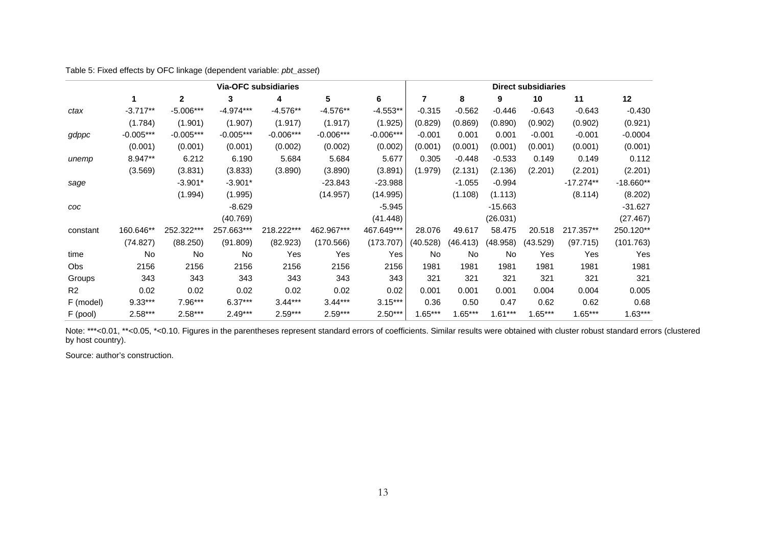Table 5: Fixed effects by OFC linkage (dependent variable: *pbt_asset*)

| | Via-OFC subsidiaries | | | | | | Direct subsidiaries | | | | | |
|---|---|---|---|---|---|---|---|---|---|---|---|---|
| | 1 | 2 | 3 | 4 | 5 | 6 | 7 | 8 | 9 | 10 | 11 | 12 |
| *ctax* | -3.717** | -5.006*** | -4.974*** | -4.576** | -4.576** | -4.553** | -0.315 | -0.562 | -0.446 | -0.643 | -0.643 | -0.430 |
| | (1.784) | (1.901) | (1.907) | (1.917) | (1.917) | (1.925) | (0.829) | (0.869) | (0.890) | (0.902) | (0.902) | (0.921) |
| *gdppc* | -0.005*** | -0.005*** | -0.005*** | -0.006*** | -0.006*** | -0.006*** | -0.001 | 0.001 | 0.001 | -0.001 | -0.001 | -0.0004 |
| | (0.001) | (0.001) | (0.001) | (0.002) | (0.002) | (0.002) | (0.001) | (0.001) | (0.001) | (0.001) | (0.001) | (0.001) |
| *unemp* | 8.947** | 6.212 | 6.190 | 5.684 | 5.684 | 5.677 | 0.305 | -0.448 | -0.533 | 0.149 | 0.149 | 0.112 |
| | (3.569) | (3.831) | (3.833) | (3.890) | (3.890) | (3.891) | (1.979) | (2.131) | (2.136) | (2.201) | (2.201) | (2.201) |
| *sage* | | -3.901* | -3.901* | | -23.843 | -23.988 | | -1.055 | -0.994 | | -17.274** | -18.660** |
| | | (1.994) | (1.995) | | (14.957) | (14.995) | | (1.108) | (1.113) | | (8.114) | (8.202) |
| *coc* | | | -8.629 | | | -5.945 | | | -15.663 | | | -31.627 |
| | | | (40.769) | | | (41.448) | | | (26.031) | | | (27.467) |
| constant | 160.646** | 252.322*** | 257.663*** | 218.222*** | 462.967*** | 467.649*** | 28.076 | 49.617 | 58.475 | 20.518 | 217.357** | 250.120** |
| | (74.827) | (88.250) | (91.809) | (82.923) | (170.566) | (173.707) | (40.528) | (46.413) | (48.958) | (43.529) | (97.715) | (101.763) |
| time | No | No | No | Yes | Yes | Yes | No | No | No | Yes | Yes | Yes |
| Obs | 2156 | 2156 | 2156 | 2156 | 2156 | 2156 | 1981 | 1981 | 1981 | 1981 | 1981 | 1981 |
| Groups | 343 | 343 | 343 | 343 | 343 | 343 | 321 | 321 | 321 | 321 | 321 | 321 |
| R2 | 0.02 | 0.02 | 0.02 | 0.02 | 0.02 | 0.02 | 0.001 | 0.001 | 0.001 | 0.004 | 0.004 | 0.005 |
| F (model) | 9.33*** | 7.96*** | 6.37*** | 3.44*** | 3.44*** | 3.15*** | 0.36 | 0.50 | 0.47 | 0.62 | 0.62 | 0.68 |
| F (pool) | 2.58*** | 2.58*** | 2.49*** | 2.59*** | 2.59*** | 2.50*** | 1.65*** | 1.65*** | 1.61*** | 1.65*** | 1.65*** | 1.63*** |

Note: ***<0.01, **<0.05, *<0.10. Figures in the parentheses represent standard errors of coefficients. Similar results were obtained with cluster robust standard errors (clustered by host country).

Source: author's construction.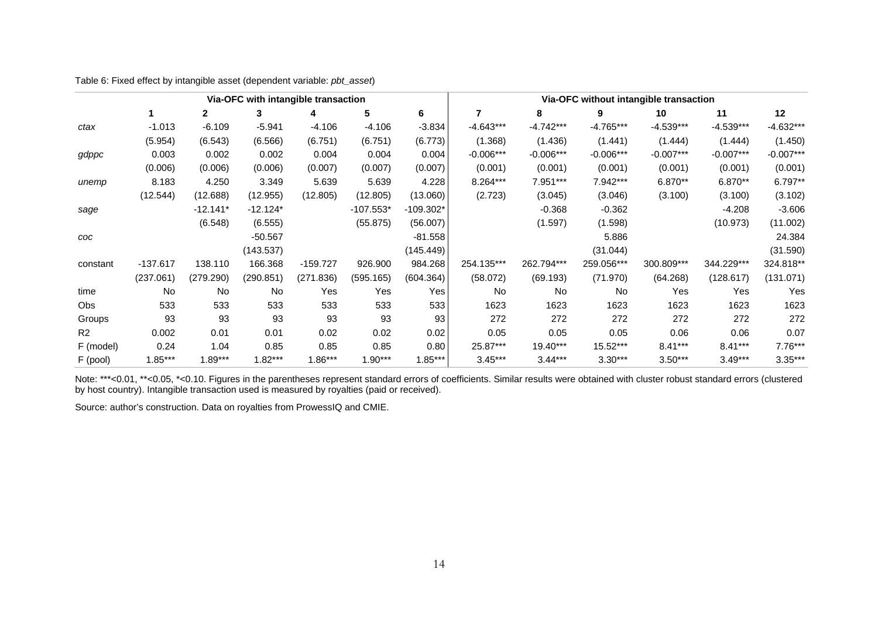Table 6: Fixed effect by intangible asset (dependent variable: *pbt_asset*)

| | Via-OFC with intangible transaction | | | | | | Via-OFC without intangible transaction | | | | | |
|---|---|---|---|---|---|---|---|---|---|---|---|---|
| | 1 | 2 | 3 | 4 | 5 | 6 | 7 | 8 | 9 | 10 | 11 | 12 |
| *ctax* | -1.013 | -6.109 | -5.941 | -4.106 | -4.106 | -3.834 | -4.643*** | -4.742*** | -4.765*** | -4.539*** | -4.539*** | -4.632*** |
| | (5.954) | (6.543) | (6.566) | (6.751) | (6.751) | (6.773) | (1.368) | (1.436) | (1.441) | (1.444) | (1.444) | (1.450) |
| *gdppc* | 0.003 | 0.002 | 0.002 | 0.004 | 0.004 | 0.004 | -0.006*** | -0.006*** | -0.006*** | -0.007*** | -0.007*** | -0.007*** |
| | (0.006) | (0.006) | (0.006) | (0.007) | (0.007) | (0.007) | (0.001) | (0.001) | (0.001) | (0.001) | (0.001) | (0.001) |
| *unemp* | 8.183 | 4.250 | 3.349 | 5.639 | 5.639 | 4.228 | 8.264*** | 7.951*** | 7.942*** | 6.870** | 6.870** | 6.797** |
| | (12.544) | (12.688) | (12.955) | (12.805) | (12.805) | (13.060) | (2.723) | (3.045) | (3.046) | (3.100) | (3.100) | (3.102) |
| *sage* | | -12.141* | -12.124* | | -107.553* | -109.302* | | -0.368 | -0.362 | | -4.208 | -3.606 |
| | | (6.548) | (6.555) | | (55.875) | (56.007) | | (1.597) | (1.598) | | (10.973) | (11.002) |
| *coc* | | | -50.567 | | | -81.558 | | | 5.886 | | | 24.384 |
| | | | (143.537) | | | (145.449) | | | (31.044) | | | (31.590) |
| constant | -137.617 | 138.110 | 166.368 | -159.727 | 926.900 | 984.268 | 254.135*** | 262.794*** | 259.056*** | 300.809*** | 344.229*** | 324.818** |
| | (237.061) | (279.290) | (290.851) | (271.836) | (595.165) | (604.364) | (58.072) | (69.193) | (71.970) | (64.268) | (128.617) | (131.071) |
| time | No | No | No | Yes | Yes | Yes | No | No | No | Yes | Yes | Yes |
| Obs | 533 | 533 | 533 | 533 | 533 | 533 | 1623 | 1623 | 1623 | 1623 | 1623 | 1623 |
| Groups | 93 | 93 | 93 | 93 | 93 | 93 | 272 | 272 | 272 | 272 | 272 | 272 |
| R2 | 0.002 | 0.01 | 0.01 | 0.02 | 0.02 | 0.02 | 0.05 | 0.05 | 0.05 | 0.06 | 0.06 | 0.07 |
| F (model) | 0.24 | 1.04 | 0.85 | 0.85 | 0.85 | 0.80 | 25.87*** | 19.40*** | 15.52*** | 8.41*** | 8.41*** | 7.76*** |
| F (pool) | 1.85*** | 1.89*** | 1.82*** | 1.86*** | 1.90*** | 1.85*** | 3.45*** | 3.44*** | 3.30*** | 3.50*** | 3.49*** | 3.35*** |

Note: ***<0.01, **<0.05, *<0.10. Figures in the parentheses represent standard errors of coefficients. Similar results were obtained with cluster robust standard errors (clustered by host country). Intangible transaction used is measured by royalties (paid or received).

Source: author's construction. Data on royalties from ProwessIQ and CMIE.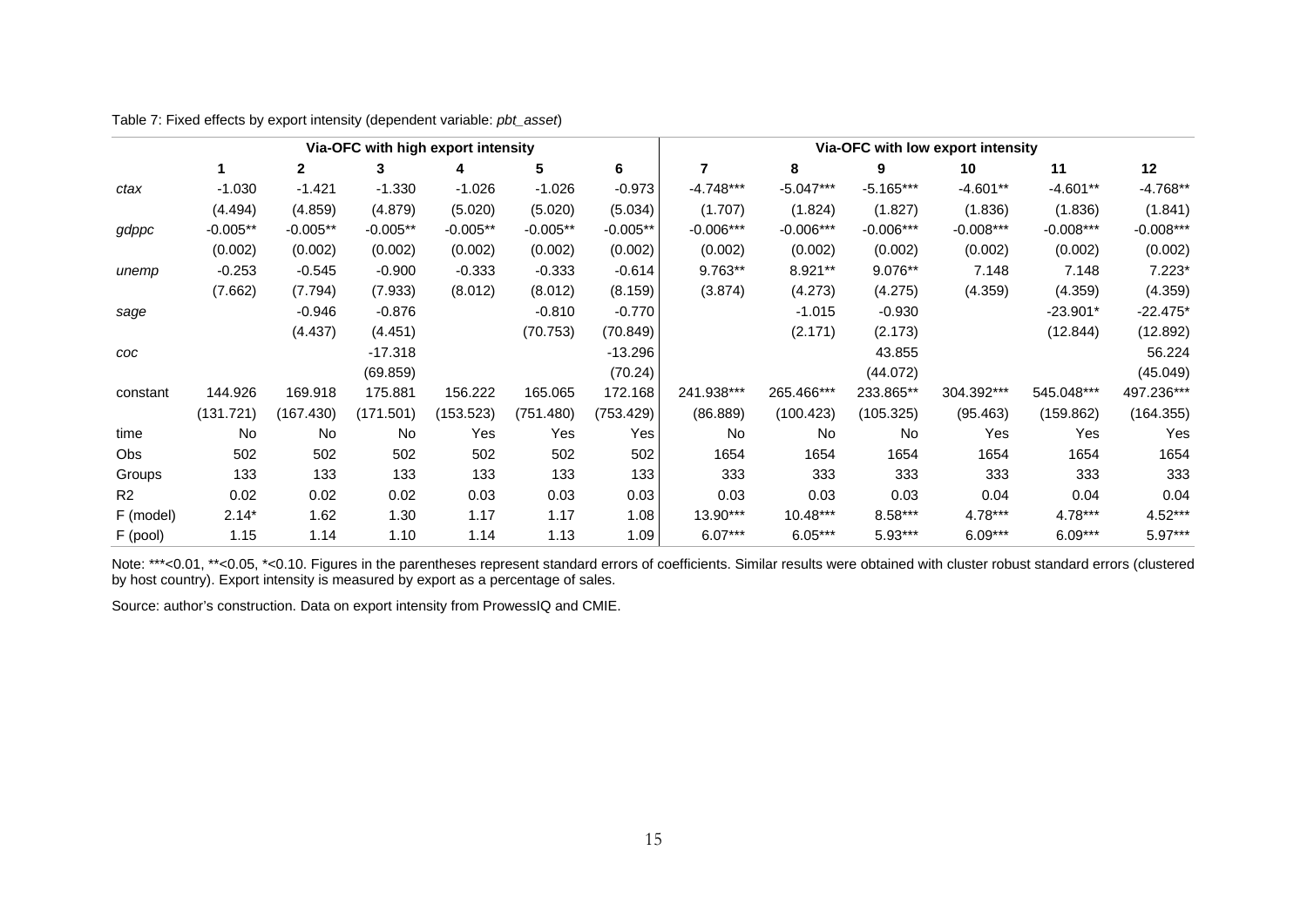Table 7: Fixed effects by export intensity (dependent variable: *pbt_asset*)

| | Via-OFC with high export intensity | | | | | | Via-OFC with low export intensity | | | | | |
|---|---|---|---|---|---|---|---|---|---|---|---|---|
| | 1 | 2 | 3 | 4 | 5 | 6 | 7 | 8 | 9 | 10 | 11 | 12 |
| *ctax* | -1.030 | -1.421 | -1.330 | -1.026 | -1.026 | -0.973 | -4.748*** | -5.047*** | -5.165*** | -4.601** | -4.601** | -4.768** |
| | (4.494) | (4.859) | (4.879) | (5.020) | (5.020) | (5.034) | (1.707) | (1.824) | (1.827) | (1.836) | (1.836) | (1.841) |
| *gdppc* | -0.005** | -0.005** | -0.005** | -0.005** | -0.005** | -0.005** | -0.006*** | -0.006*** | -0.006*** | -0.008*** | -0.008*** | -0.008*** |
| | (0.002) | (0.002) | (0.002) | (0.002) | (0.002) | (0.002) | (0.002) | (0.002) | (0.002) | (0.002) | (0.002) | (0.002) |
| *unemp* | -0.253 | -0.545 | -0.900 | -0.333 | -0.333 | -0.614 | 9.763** | 8.921** | 9.076** | 7.148 | 7.148 | 7.223* |
| | (7.662) | (7.794) | (7.933) | (8.012) | (8.012) | (8.159) | (3.874) | (4.273) | (4.275) | (4.359) | (4.359) | (4.359) |
| *sage* | | -0.946 | -0.876 | | -0.810 | -0.770 | | -1.015 | -0.930 | | -23.901* | -22.475* |
| | | (4.437) | (4.451) | | (70.753) | (70.849) | | (2.171) | (2.173) | | (12.844) | (12.892) |
| *coc* | | | -17.318 | | | -13.296 | | | 43.855 | | | 56.224 |
| | | | (69.859) | | | (70.24) | | | (44.072) | | | (45.049) |
| constant | 144.926 | 169.918 | 175.881 | 156.222 | 165.065 | 172.168 | 241.938*** | 265.466*** | 233.865** | 304.392*** | 545.048*** | 497.236*** |
| | (131.721) | (167.430) | (171.501) | (153.523) | (751.480) | (753.429) | (86.889) | (100.423) | (105.325) | (95.463) | (159.862) | (164.355) |
| time | No | No | No | Yes | Yes | Yes | No | No | No | Yes | Yes | Yes |
| Obs | 502 | 502 | 502 | 502 | 502 | 502 | 1654 | 1654 | 1654 | 1654 | 1654 | 1654 |
| Groups | 133 | 133 | 133 | 133 | 133 | 133 | 333 | 333 | 333 | 333 | 333 | 333 |
| R2 | 0.02 | 0.02 | 0.02 | 0.03 | 0.03 | 0.03 | 0.03 | 0.03 | 0.03 | 0.04 | 0.04 | 0.04 |
| F (model) | 2.14* | 1.62 | 1.30 | 1.17 | 1.17 | 1.08 | 13.90*** | 10.48*** | 8.58*** | 4.78*** | 4.78*** | 4.52*** |
| F (pool) | 1.15 | 1.14 | 1.10 | 1.14 | 1.13 | 1.09 | 6.07*** | 6.05*** | 5.93*** | 6.09*** | 6.09*** | 5.97*** |

Note: ***<0.01, **<0.05, *<0.10. Figures in the parentheses represent standard errors of coefficients. Similar results were obtained with cluster robust standard errors (clustered by host country). Export intensity is measured by export as a percentage of sales.

Source: author's construction. Data on export intensity from ProwessIQ and CMIE.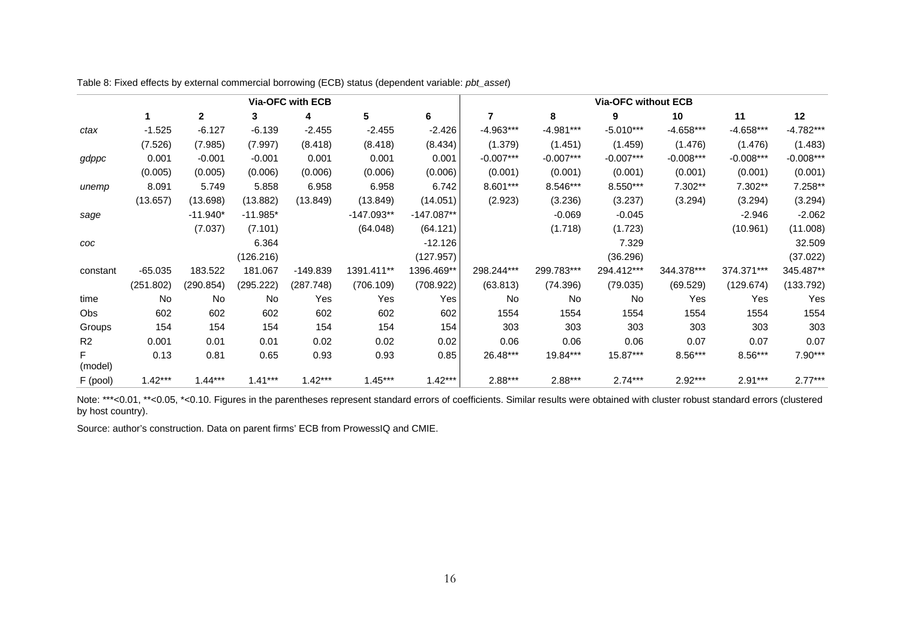Table 8: Fixed effects by external commercial borrowing (ECB) status (dependent variable: *pbt_asset*)

| | Via-OFC with ECB | | | | | | Via-OFC without ECB | | | | | |
|---|---|---|---|---|---|---|---|---|---|---|---|---|
| | 1 | 2 | 3 | 4 | 5 | 6 | 7 | 8 | 9 | 10 | 11 | 12 |
| *ctax* | -1.525 | -6.127 | -6.139 | -2.455 | -2.455 | -2.426 | -4.963*** | -4.981*** | -5.010*** | -4.658*** | -4.658*** | -4.782*** |
| | (7.526) | (7.985) | (7.997) | (8.418) | (8.418) | (8.434) | (1.379) | (1.451) | (1.459) | (1.476) | (1.476) | (1.483) |
| *gdppc* | 0.001 | -0.001 | -0.001 | 0.001 | 0.001 | 0.001 | -0.007*** | -0.007*** | -0.007*** | -0.008*** | -0.008*** | -0.008*** |
| | (0.005) | (0.005) | (0.006) | (0.006) | (0.006) | (0.006) | (0.001) | (0.001) | (0.001) | (0.001) | (0.001) | (0.001) |
| *unemp* | 8.091 | 5.749 | 5.858 | 6.958 | 6.958 | 6.742 | 8.601*** | 8.546*** | 8.550*** | 7.302** | 7.302** | 7.258** |
| | (13.657) | (13.698) | (13.882) | (13.849) | (13.849) | (14.051) | (2.923) | (3.236) | (3.237) | (3.294) | (3.294) | (3.294) |
| *sage* | | -11.940* | -11.985* | | -147.093** | -147.087** | | -0.069 | -0.045 | | -2.946 | -2.062 |
| | | (7.037) | (7.101) | | (64.048) | (64.121) | | (1.718) | (1.723) | | (10.961) | (11.008) |
| *coc* | | | 6.364 | | | -12.126 | | | 7.329 | | | 32.509 |
| | | | (126.216) | | | (127.957) | | | (36.296) | | | (37.022) |
| constant | -65.035 | 183.522 | 181.067 | -149.839 | 1391.411** | 1396.469** | 298.244*** | 299.783*** | 294.412*** | 344.378*** | 374.371*** | 345.487** |
| | (251.802) | (290.854) | (295.222) | (287.748) | (706.109) | (708.922) | (63.813) | (74.396) | (79.035) | (69.529) | (129.674) | (133.792) |
| time | No | No | No | Yes | Yes | Yes | No | No | No | Yes | Yes | Yes |
| Obs | 602 | 602 | 602 | 602 | 602 | 602 | 1554 | 1554 | 1554 | 1554 | 1554 | 1554 |
| Groups | 154 | 154 | 154 | 154 | 154 | 154 | 303 | 303 | 303 | 303 | 303 | 303 |
| R2 | 0.001 | 0.01 | 0.01 | 0.02 | 0.02 | 0.02 | 0.06 | 0.06 | 0.06 | 0.07 | 0.07 | 0.07 |
| F (model) | 0.13 | 0.81 | 0.65 | 0.93 | 0.93 | 0.85 | 26.48*** | 19.84*** | 15.87*** | 8.56*** | 8.56*** | 7.90*** |
| F (pool) | 1.42*** | 1.44*** | 1.41*** | 1.42*** | 1.45*** | 1.42*** | 2.88*** | 2.88*** | 2.74*** | 2.92*** | 2.91*** | 2.77*** |

Note: ***<0.01, **<0.05, *<0.10. Figures in the parentheses represent standard errors of coefficients. Similar results were obtained with cluster robust standard errors (clustered by host country).

Source: author's construction. Data on parent firms' ECB from ProwessIQ and CMIE.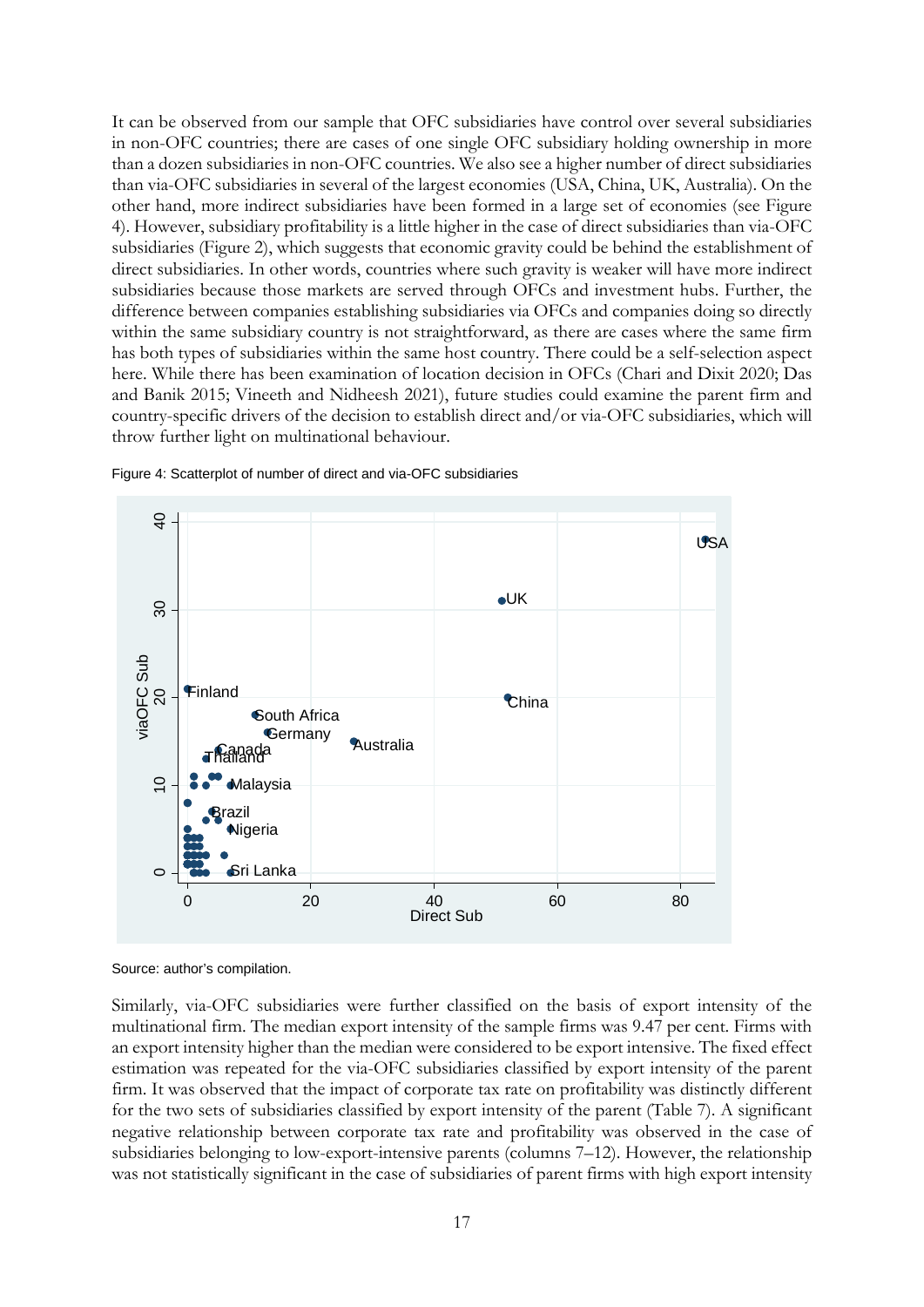It can be observed from our sample that OFC subsidiaries have control over several subsidiaries in non-OFC countries; there are cases of one single OFC subsidiary holding ownership in more than a dozen subsidiaries in non-OFC countries. We also see a higher number of direct subsidiaries than via-OFC subsidiaries in several of the largest economies (USA, China, UK, Australia). On the other hand, more indirect subsidiaries have been formed in a large set of economies (see Figure 4). However, subsidiary profitability is a little higher in the case of direct subsidiaries than via-OFC subsidiaries (Figure 2), which suggests that economic gravity could be behind the establishment of direct subsidiaries. In other words, countries where such gravity is weaker will have more indirect subsidiaries because those markets are served through OFCs and investment hubs. Further, the difference between companies establishing subsidiaries via OFCs and companies doing so directly within the same subsidiary country is not straightforward, as there are cases where the same firm has both types of subsidiaries within the same host country. There could be a self-selection aspect here. While there has been examination of location decision in OFCs (Chari and Dixit 2020; Das and Banik 2015; Vineeth and Nidheesh 2021), future studies could examine the parent firm and country-specific drivers of the decision to establish direct and/or via-OFC subsidiaries, which will throw further light on multinational behaviour.

Figure 4: Scatterplot of number of direct and via-OFC subsidiaries

Source: author's compilation.

Similarly, via-OFC subsidiaries were further classified on the basis of export intensity of the multinational firm. The median export intensity of the sample firms was 9.47 per cent. Firms with an export intensity higher than the median were considered to be export intensive. The fixed effect estimation was repeated for the via-OFC subsidiaries classified by export intensity of the parent firm. It was observed that the impact of corporate tax rate on profitability was distinctly different for the two sets of subsidiaries classified by export intensity of the parent (Table 7). A significant negative relationship between corporate tax rate and profitability was observed in the case of subsidiaries belonging to low-export-intensive parents (columns 7–12). However, the relationship was not statistically significant in the case of subsidiaries of parent firms with high export intensity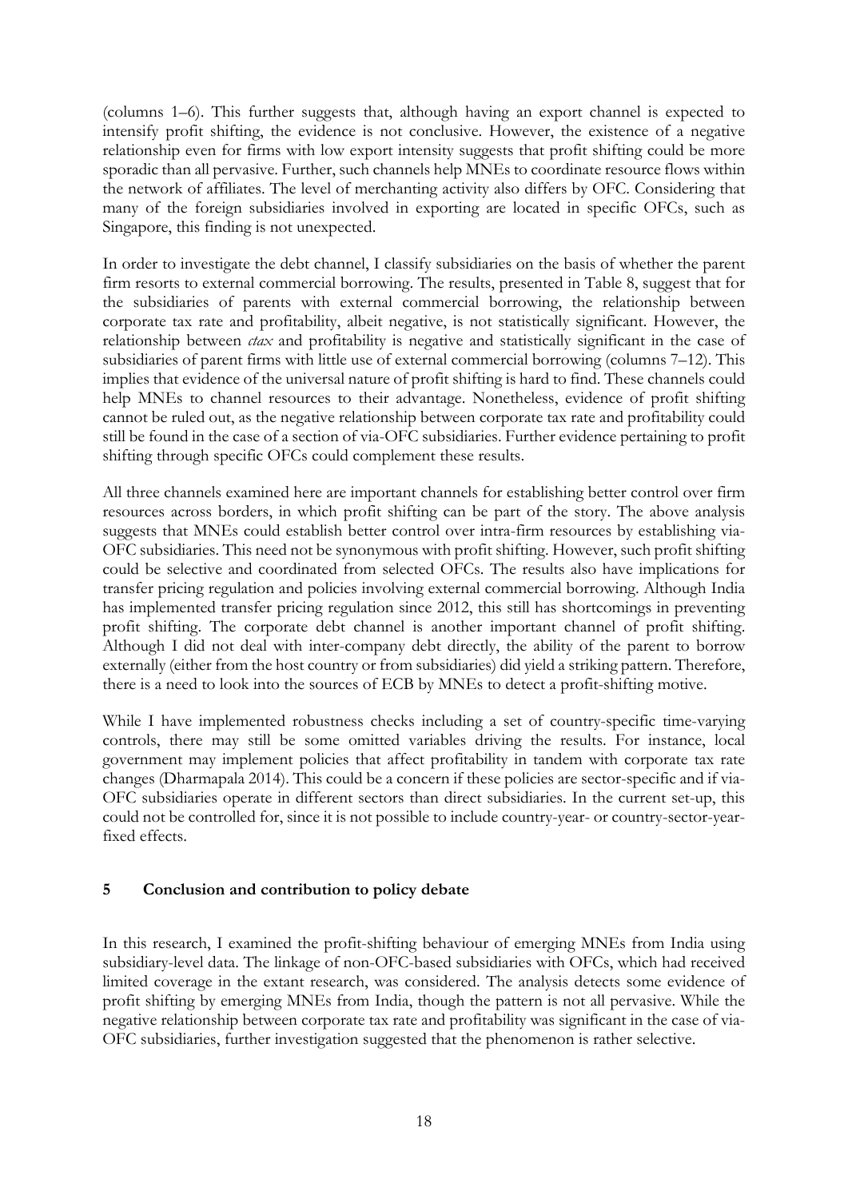(columns 1–6). This further suggests that, although having an export channel is expected to intensify profit shifting, the evidence is not conclusive. However, the existence of a negative relationship even for firms with low export intensity suggests that profit shifting could be more sporadic than all pervasive. Further, such channels help MNEs to coordinate resource flows within the network of affiliates. The level of merchanting activity also differs by OFC. Considering that many of the foreign subsidiaries involved in exporting are located in specific OFCs, such as Singapore, this finding is not unexpected.

In order to investigate the debt channel, I classify subsidiaries on the basis of whether the parent firm resorts to external commercial borrowing. The results, presented in Table 8, suggest that for the subsidiaries of parents with external commercial borrowing, the relationship between corporate tax rate and profitability, albeit negative, is not statistically significant. However, the relationship between *ctax* and profitability is negative and statistically significant in the case of subsidiaries of parent firms with little use of external commercial borrowing (columns 7–12). This implies that evidence of the universal nature of profit shifting is hard to find. These channels could help MNEs to channel resources to their advantage. Nonetheless, evidence of profit shifting cannot be ruled out, as the negative relationship between corporate tax rate and profitability could still be found in the case of a section of via-OFC subsidiaries. Further evidence pertaining to profit shifting through specific OFCs could complement these results.

All three channels examined here are important channels for establishing better control over firm resources across borders, in which profit shifting can be part of the story. The above analysis suggests that MNEs could establish better control over intra-firm resources by establishing via-OFC subsidiaries. This need not be synonymous with profit shifting. However, such profit shifting could be selective and coordinated from selected OFCs. The results also have implications for transfer pricing regulation and policies involving external commercial borrowing. Although India has implemented transfer pricing regulation since 2012, this still has shortcomings in preventing profit shifting. The corporate debt channel is another important channel of profit shifting. Although I did not deal with inter-company debt directly, the ability of the parent to borrow externally (either from the host country or from subsidiaries) did yield a striking pattern. Therefore, there is a need to look into the sources of ECB by MNEs to detect a profit-shifting motive.

While I have implemented robustness checks including a set of country-specific time-varying controls, there may still be some omitted variables driving the results. For instance, local government may implement policies that affect profitability in tandem with corporate tax rate changes (Dharmapala 2014). This could be a concern if these policies are sector-specific and if via-OFC subsidiaries operate in different sectors than direct subsidiaries. In the current set-up, this could not be controlled for, since it is not possible to include country-year- or country-sector-year-fixed effects.

## 5 Conclusion and contribution to policy debate

In this research, I examined the profit-shifting behaviour of emerging MNEs from India using subsidiary-level data. The linkage of non-OFC-based subsidiaries with OFCs, which had received limited coverage in the extant research, was considered. The analysis detects some evidence of profit shifting by emerging MNEs from India, though the pattern is not all pervasive. While the negative relationship between corporate tax rate and profitability was significant in the case of via-OFC subsidiaries, further investigation suggested that the phenomenon is rather selective.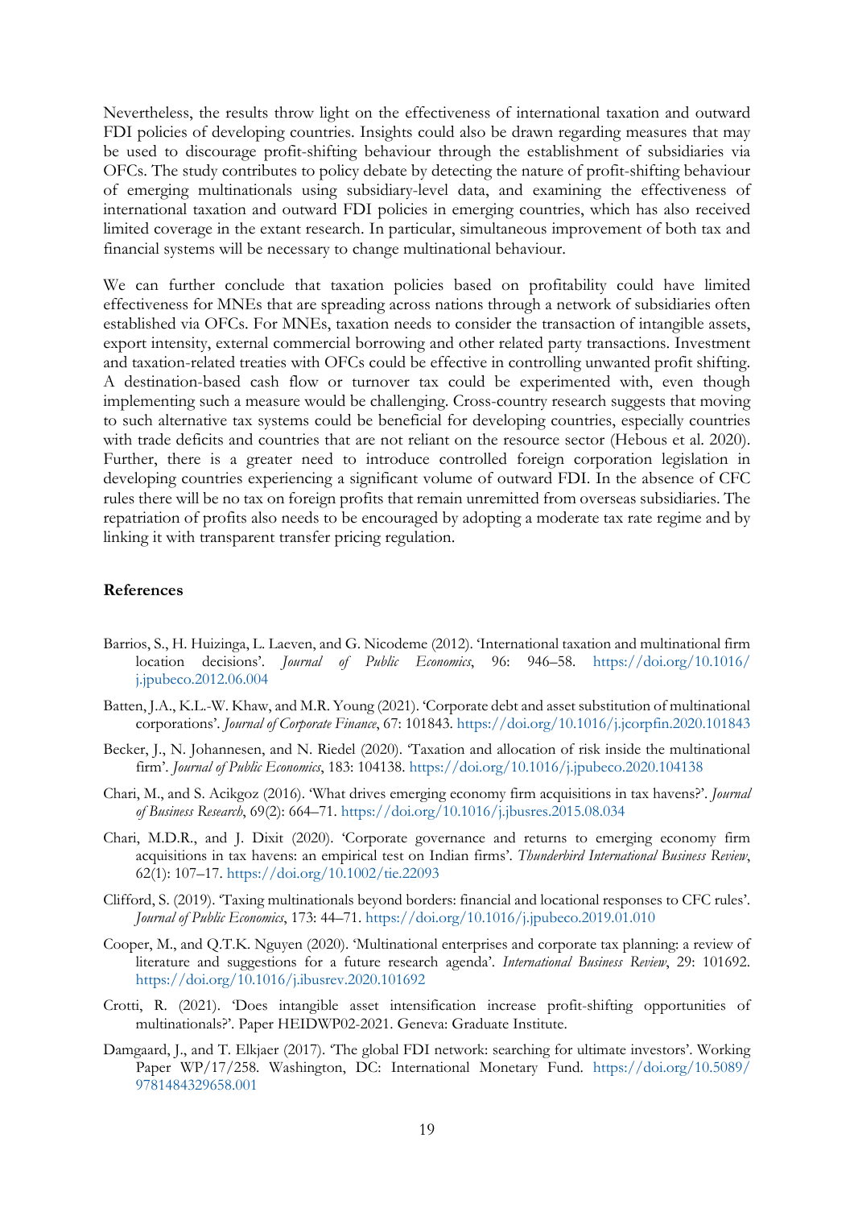Nevertheless, the results throw light on the effectiveness of international taxation and outward FDI policies of developing countries. Insights could also be drawn regarding measures that may be used to discourage profit-shifting behaviour through the establishment of subsidiaries via OFCs. The study contributes to policy debate by detecting the nature of profit-shifting behaviour of emerging multinationals using subsidiary-level data, and examining the effectiveness of international taxation and outward FDI policies in emerging countries, which has also received limited coverage in the extant research. In particular, simultaneous improvement of both tax and financial systems will be necessary to change multinational behaviour.

We can further conclude that taxation policies based on profitability could have limited effectiveness for MNEs that are spreading across nations through a network of subsidiaries often established via OFCs. For MNEs, taxation needs to consider the transaction of intangible assets, export intensity, external commercial borrowing and other related party transactions. Investment and taxation-related treaties with OFCs could be effective in controlling unwanted profit shifting. A destination-based cash flow or turnover tax could be experimented with, even though implementing such a measure would be challenging. Cross-country research suggests that moving to such alternative tax systems could be beneficial for developing countries, especially countries with trade deficits and countries that are not reliant on the resource sector (Hebous et al. 2020). Further, there is a greater need to introduce controlled foreign corporation legislation in developing countries experiencing a significant volume of outward FDI. In the absence of CFC rules there will be no tax on foreign profits that remain unremitted from overseas subsidiaries. The repatriation of profits also needs to be encouraged by adopting a moderate tax rate regime and by linking it with transparent transfer pricing regulation.

## References

Barrios, S., H. Huizinga, L. Laeven, and G. Nicodeme (2012). 'International taxation and multinational firm location decisions'. *Journal of Public Economics*, 96: 946–58. https://doi.org/10.1016/j.jpubeco.2012.06.004

Batten, J.A., K.L.-W. Khaw, and M.R. Young (2021). 'Corporate debt and asset substitution of multinational corporations'. *Journal of Corporate Finance*, 67: 101843. https://doi.org/10.1016/j.jcorpfin.2020.101843

Becker, J., N. Johannesen, and N. Riedel (2020). 'Taxation and allocation of risk inside the multinational firm'. *Journal of Public Economics*, 183: 104138. https://doi.org/10.1016/j.jpubeco.2020.104138

Chari, M., and S. Acikgoz (2016). 'What drives emerging economy firm acquisitions in tax havens?'. *Journal of Business Research*, 69(2): 664–71. https://doi.org/10.1016/j.jbusres.2015.08.034

Chari, M.D.R., and J. Dixit (2020). 'Corporate governance and returns to emerging economy firm acquisitions in tax havens: an empirical test on Indian firms'. *Thunderbird International Business Review*, 62(1): 107–17. https://doi.org/10.1002/tie.22093

Clifford, S. (2019). 'Taxing multinationals beyond borders: financial and locational responses to CFC rules'. *Journal of Public Economics*, 173: 44–71. https://doi.org/10.1016/j.jpubeco.2019.01.010

Cooper, M., and Q.T.K. Nguyen (2020). 'Multinational enterprises and corporate tax planning: a review of literature and suggestions for a future research agenda'. *International Business Review*, 29: 101692. https://doi.org/10.1016/j.ibusrev.2020.101692

Crotti, R. (2021). 'Does intangible asset intensification increase profit-shifting opportunities of multinationals?'. Paper HEIDWP02-2021. Geneva: Graduate Institute.

Damgaard, J., and T. Elkjaer (2017). 'The global FDI network: searching for ultimate investors'. Working Paper WP/17/258. Washington, DC: International Monetary Fund. https://doi.org/10.5089/9781484329658.001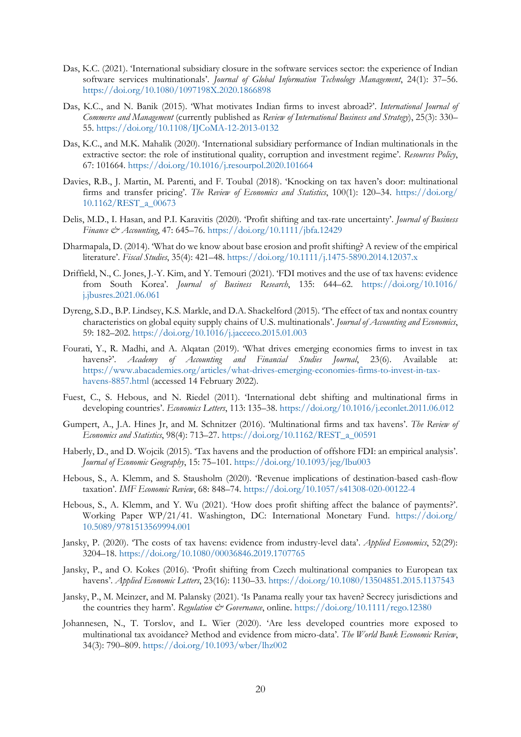Das, K.C. (2021). 'International subsidiary closure in the software services sector: the experience of Indian software services multinationals'. *Journal of Global Information Technology Management*, 24(1): 37–56. https://doi.org/10.1080/1097198X.2020.1866898

Das, K.C., and N. Banik (2015). 'What motivates Indian firms to invest abroad?'. *International Journal of Commerce and Management* (currently published as *Review of International Business and Strategy*), 25(3): 330–55. https://doi.org/10.1108/IJCoMA-12-2013-0132

Das, K.C., and M.K. Mahalik (2020). 'International subsidiary performance of Indian multinationals in the extractive sector: the role of institutional quality, corruption and investment regime'. *Resources Policy*, 67: 101664. https://doi.org/10.1016/j.resourpol.2020.101664

Davies, R.B., J. Martin, M. Parenti, and F. Toubal (2018). 'Knocking on tax haven's door: multinational firms and transfer pricing'. *The Review of Economics and Statistics*, 100(1): 120–34. https://doi.org/10.1162/REST_a_00673

Delis, M.D., I. Hasan, and P.I. Karavitis (2020). 'Profit shifting and tax-rate uncertainty'. *Journal of Business Finance & Accounting*, 47: 645–76. https://doi.org/10.1111/jbfa.12429

Dharmapala, D. (2014). 'What do we know about base erosion and profit shifting? A review of the empirical literature'. *Fiscal Studies*, 35(4): 421–48. https://doi.org/10.1111/j.1475-5890.2014.12037.x

Driffield, N., C. Jones, J.-Y. Kim, and Y. Temouri (2021). 'FDI motives and the use of tax havens: evidence from South Korea'. *Journal of Business Research*, 135: 644–62. https://doi.org/10.1016/j.jbusres.2021.06.061

Dyreng, S.D., B.P. Lindsey, K.S. Markle, and D.A. Shackelford (2015). 'The effect of tax and nontax country characteristics on global equity supply chains of U.S. multinationals'. *Journal of Accounting and Economics*, 59: 182–202. https://doi.org/10.1016/j.jacceco.2015.01.003

Fourati, Y., R. Madhi, and A. Alqatan (2019). 'What drives emerging economies firms to invest in tax havens?'. *Academy of Accounting and Financial Studies Journal*, 23(6). Available at: https://www.abacademies.org/articles/what-drives-emerging-economies-firms-to-invest-in-tax-havens-8857.html (accessed 14 February 2022).

Fuest, C., S. Hebous, and N. Riedel (2011). 'International debt shifting and multinational firms in developing countries'. *Economics Letters*, 113: 135–38. https://doi.org/10.1016/j.econlet.2011.06.012

Gumpert, A., J.A. Hines Jr, and M. Schnitzer (2016). 'Multinational firms and tax havens'. *The Review of Economics and Statistics*, 98(4): 713–27. https://doi.org/10.1162/REST_a_00591

Haberly, D., and D. Wojcik (2015). 'Tax havens and the production of offshore FDI: an empirical analysis'. *Journal of Economic Geography*, 15: 75–101. https://doi.org/10.1093/jeg/lbu003

Hebous, S., A. Klemm, and S. Stausholm (2020). 'Revenue implications of destination-based cash-flow taxation'. *IMF Economic Review*, 68: 848–74. https://doi.org/10.1057/s41308-020-00122-4

Hebous, S., A. Klemm, and Y. Wu (2021). 'How does profit shifting affect the balance of payments?'. Working Paper WP/21/41. Washington, DC: International Monetary Fund. https://doi.org/10.5089/9781513569994.001

Jansky, P. (2020). 'The costs of tax havens: evidence from industry-level data'. *Applied Economics*, 52(29): 3204–18. https://doi.org/10.1080/00036846.2019.1707765

Jansky, P., and O. Kokes (2016). 'Profit shifting from Czech multinational companies to European tax havens'. *Applied Economic Letters*, 23(16): 1130–33. https://doi.org/10.1080/13504851.2015.1137543

Jansky, P., M. Meinzer, and M. Palansky (2021). 'Is Panama really your tax haven? Secrecy jurisdictions and the countries they harm'. *Regulation & Governance*, online. https://doi.org/10.1111/rego.12380

Johannesen, N., T. Torslov, and L. Wier (2020). 'Are less developed countries more exposed to multinational tax avoidance? Method and evidence from micro-data'. *The World Bank Economic Review*, 34(3): 790–809. https://doi.org/10.1093/wber/lhz002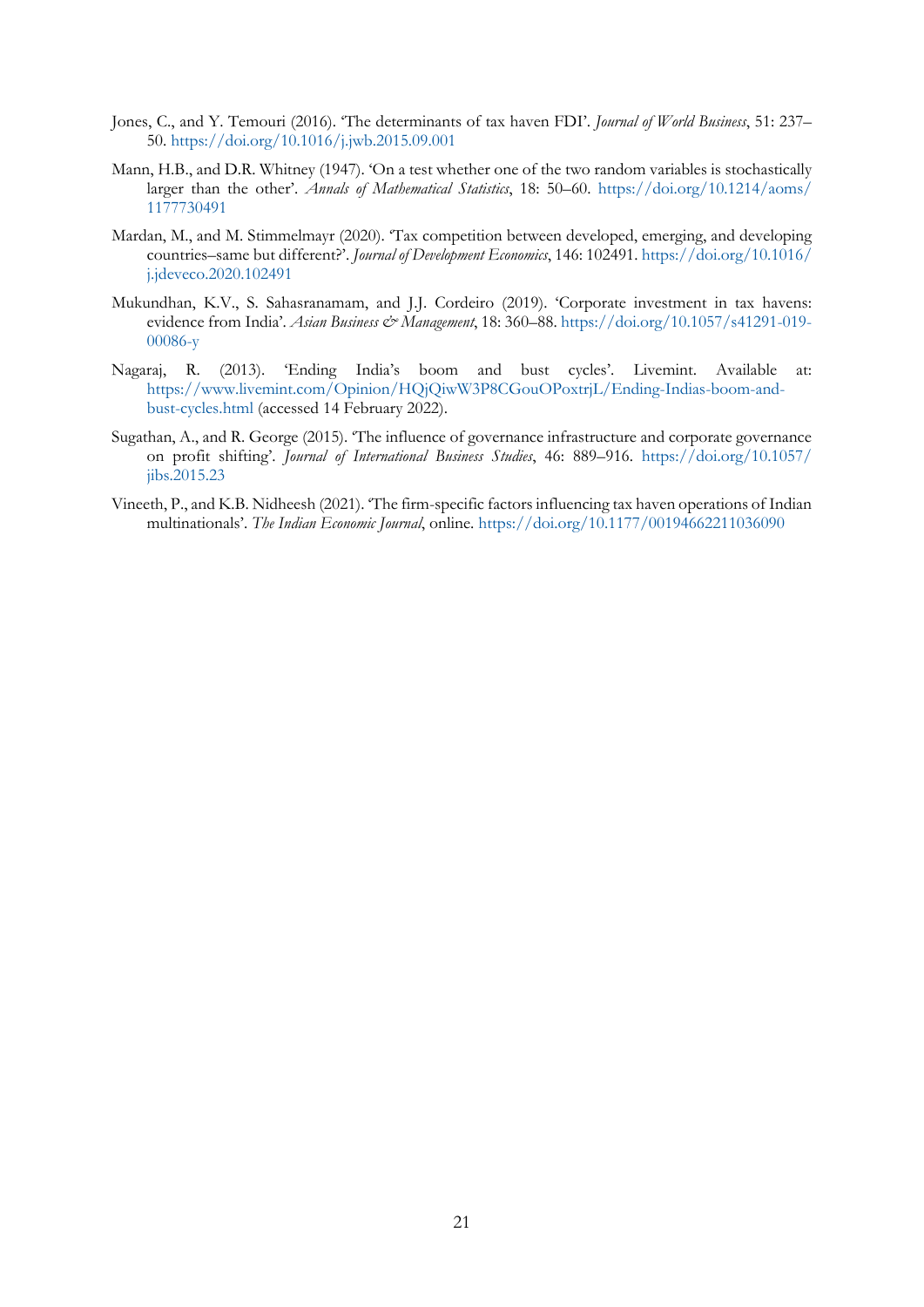Jones, C., and Y. Temouri (2016). 'The determinants of tax haven FDI'. *Journal of World Business*, 51: 237–50. https://doi.org/10.1016/j.jwb.2015.09.001

Mann, H.B., and D.R. Whitney (1947). 'On a test whether one of the two random variables is stochastically larger than the other'. *Annals of Mathematical Statistics*, 18: 50–60. https://doi.org/10.1214/aoms/1177730491

Mardan, M., and M. Stimmelmayr (2020). 'Tax competition between developed, emerging, and developing countries–same but different?'. *Journal of Development Economics*, 146: 102491. https://doi.org/10.1016/j.jdeveco.2020.102491

Mukundhan, K.V., S. Sahasranamam, and J.J. Cordeiro (2019). 'Corporate investment in tax havens: evidence from India'. *Asian Business & Management*, 18: 360–88. https://doi.org/10.1057/s41291-019-00086-y

Nagaraj, R. (2013). 'Ending India's boom and bust cycles'. Livemint. Available at: https://www.livemint.com/Opinion/HQjQiwW3P8CGouOPoxtrjL/Ending-Indias-boom-and-bust-cycles.html (accessed 14 February 2022).

Sugathan, A., and R. George (2015). 'The influence of governance infrastructure and corporate governance on profit shifting'. *Journal of International Business Studies*, 46: 889–916. https://doi.org/10.1057/jibs.2015.23

Vineeth, P., and K.B. Nidheesh (2021). 'The firm-specific factors influencing tax haven operations of Indian multinationals'. *The Indian Economic Journal*, online. https://doi.org/10.1177/00194662211036090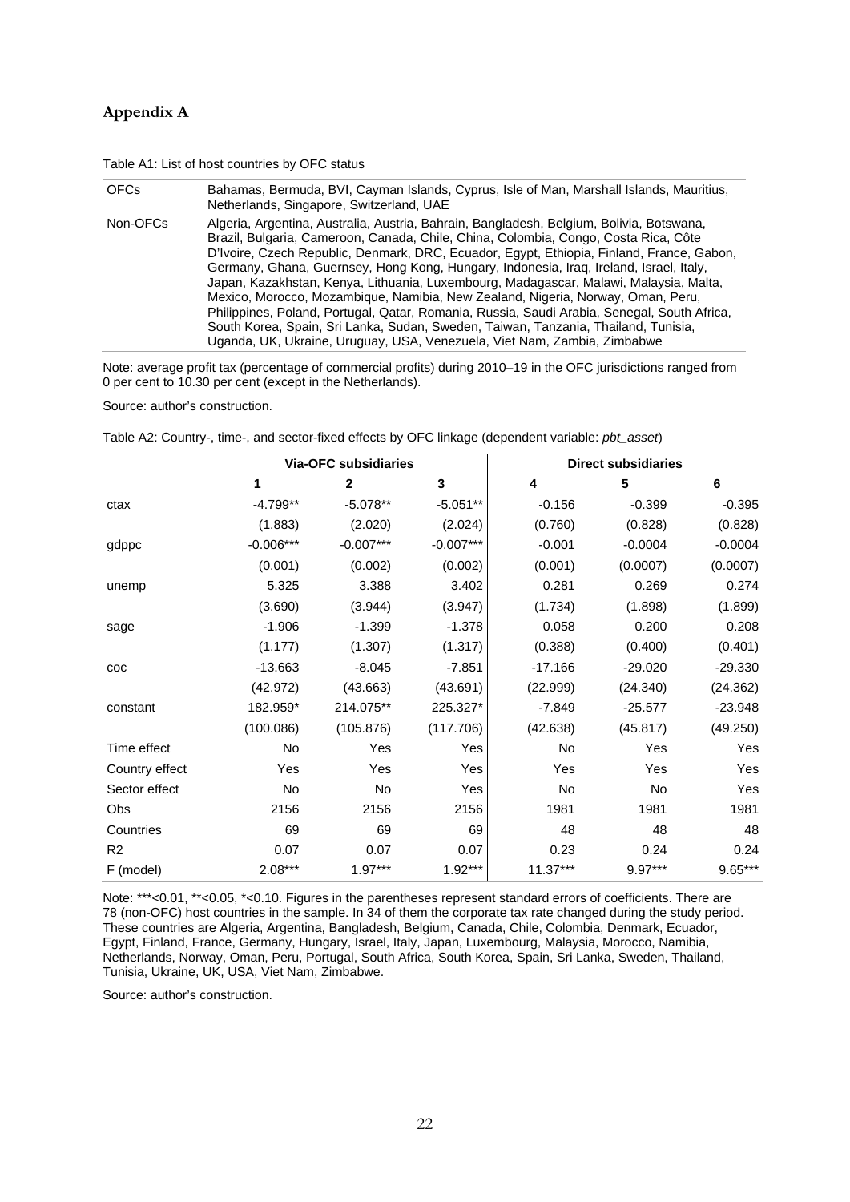## Appendix A

Table A1: List of host countries by OFC status

| | |
|---|---|
| OFCs | Bahamas, Bermuda, BVI, Cayman Islands, Cyprus, Isle of Man, Marshall Islands, Mauritius, Netherlands, Singapore, Switzerland, UAE |
| Non-OFCs | Algeria, Argentina, Australia, Austria, Bahrain, Bangladesh, Belgium, Bolivia, Botswana, Brazil, Bulgaria, Cameroon, Canada, Chile, China, Colombia, Congo, Costa Rica, Côte D'Ivoire, Czech Republic, Denmark, DRC, Ecuador, Egypt, Ethiopia, Finland, France, Gabon, Germany, Ghana, Guernsey, Hong Kong, Hungary, Indonesia, Iraq, Ireland, Israel, Italy, Japan, Kazakhstan, Kenya, Lithuania, Luxembourg, Madagascar, Malawi, Malaysia, Malta, Mexico, Morocco, Mozambique, Namibia, New Zealand, Nigeria, Norway, Oman, Peru, Philippines, Poland, Portugal, Qatar, Romania, Russia, Saudi Arabia, Senegal, South Africa, South Korea, Spain, Sri Lanka, Sudan, Sweden, Taiwan, Tanzania, Thailand, Tunisia, Uganda, UK, Ukraine, Uruguay, USA, Venezuela, Viet Nam, Zambia, Zimbabwe |

Note: average profit tax (percentage of commercial profits) during 2010–19 in the OFC jurisdictions ranged from 0 per cent to 10.30 per cent (except in the Netherlands).

Source: author's construction.

Table A2: Country-, time-, and sector-fixed effects by OFC linkage (dependent variable: *pbt_asset*)

| | Via-OFC subsidiaries | | | Direct subsidiaries | | |
|---|---|---|---|---|---|---|
| | 1 | 2 | 3 | 4 | 5 | 6 |
| ctax | -4.799** | -5.078** | -5.051** | -0.156 | -0.399 | -0.395 |
| | (1.883) | (2.020) | (2.024) | (0.760) | (0.828) | (0.828) |
| gdppc | -0.006*** | -0.007*** | -0.007*** | -0.001 | -0.0004 | -0.0004 |
| | (0.001) | (0.002) | (0.002) | (0.001) | (0.0007) | (0.0007) |
| unemp | 5.325 | 3.388 | 3.402 | 0.281 | 0.269 | 0.274 |
| | (3.690) | (3.944) | (3.947) | (1.734) | (1.898) | (1.899) |
| sage | -1.906 | -1.399 | -1.378 | 0.058 | 0.200 | 0.208 |
| | (1.177) | (1.307) | (1.317) | (0.388) | (0.400) | (0.401) |
| coc | -13.663 | -8.045 | -7.851 | -17.166 | -29.020 | -29.330 |
| | (42.972) | (43.663) | (43.691) | (22.999) | (24.340) | (24.362) |
| constant | 182.959* | 214.075** | 225.327* | -7.849 | -25.577 | -23.948 |
| | (100.086) | (105.876) | (117.706) | (42.638) | (45.817) | (49.250) |
| Time effect | No | Yes | Yes | No | Yes | Yes |
| Country effect | Yes | Yes | Yes | Yes | Yes | Yes |
| Sector effect | No | No | Yes | No | No | Yes |
| Obs | 2156 | 2156 | 2156 | 1981 | 1981 | 1981 |
| Countries | 69 | 69 | 69 | 48 | 48 | 48 |
| R2 | 0.07 | 0.07 | 0.07 | 0.23 | 0.24 | 0.24 |
| F (model) | 2.08*** | 1.97*** | 1.92*** | 11.37*** | 9.97*** | 9.65*** |

Note: ***<0.01, **<0.05, *<0.10. Figures in the parentheses represent standard errors of coefficients. There are 78 (non-OFC) host countries in the sample. In 34 of them the corporate tax rate changed during the study period. These countries are Algeria, Argentina, Bangladesh, Belgium, Canada, Chile, Colombia, Denmark, Ecuador, Egypt, Finland, France, Germany, Hungary, Israel, Italy, Japan, Luxembourg, Malaysia, Morocco, Namibia, Netherlands, Norway, Oman, Peru, Portugal, South Africa, South Korea, Spain, Sri Lanka, Sweden, Thailand, Tunisia, Ukraine, UK, USA, Viet Nam, Zimbabwe.

Source: author's construction.